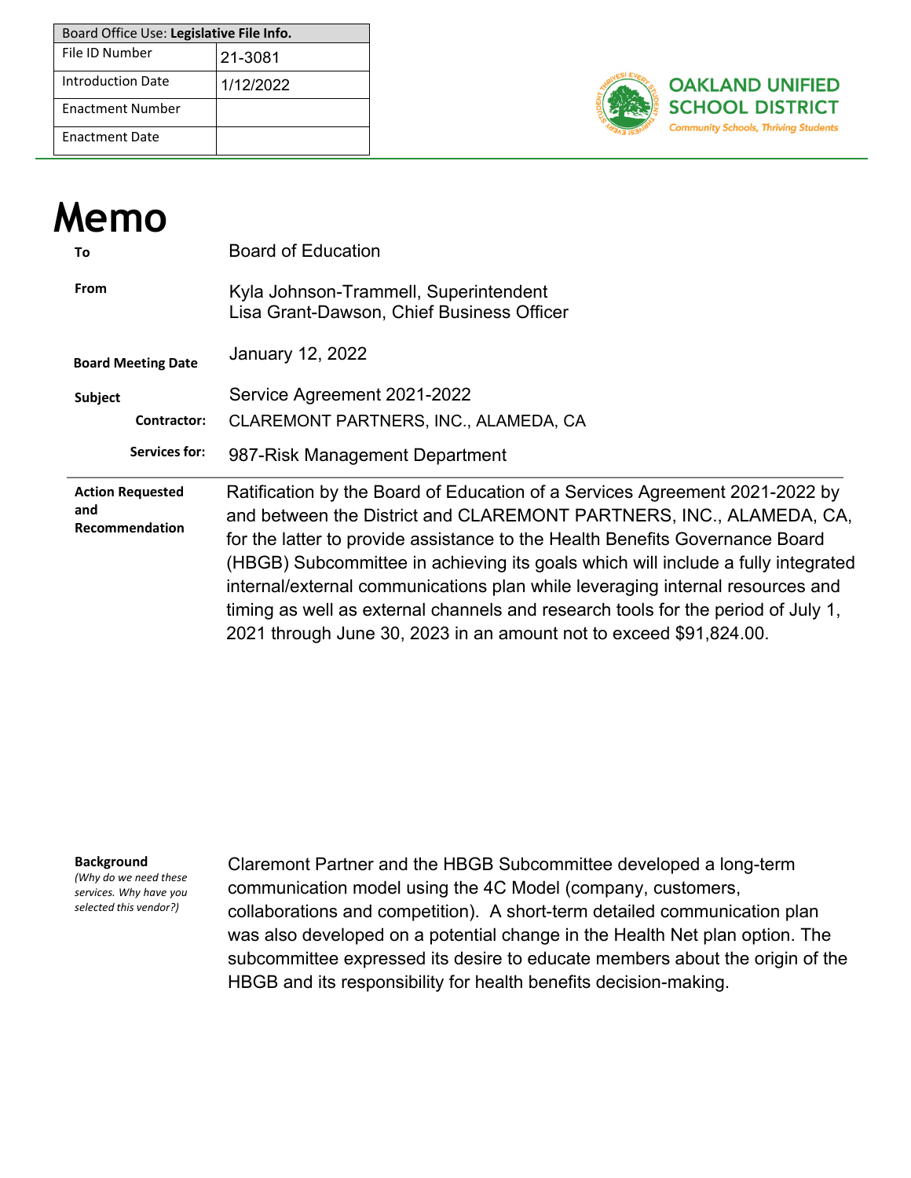| Board Office Use: **Legislative File Info.** | |
| --- | --- |
| File ID Number | 21-3081 |
| Introduction Date | 1/12/2022 |
| Enactment Number | |
| Enactment Date | |

**OAKLAND UNIFIED SCHOOL DISTRICT**
*Community Schools, Thriving Students*

# Memo

| | |
| --- | --- |
| **To** | Board of Education |
| **From** | Kyla Johnson-Trammell, Superintendent<br>Lisa Grant-Dawson, Chief Business Officer |
| **Board Meeting Date** | January 12, 2022 |
| **Subject** | Service Agreement 2021-2022 |
| **Contractor:** | CLAREMONT PARTNERS, INC., ALAMEDA, CA |
| **Services for:** | 987-Risk Management Department |

**Action Requested and Recommendation**

Ratification by the Board of Education of a Services Agreement 2021-2022 by and between the District and CLAREMONT PARTNERS, INC., ALAMEDA, CA, for the latter to provide assistance to the Health Benefits Governance Board (HBGB) Subcommittee in achieving its goals which will include a fully integrated internal/external communications plan while leveraging internal resources and timing as well as external channels and research tools for the period of July 1, 2021 through June 30, 2023 in an amount not to exceed $91,824.00.

**Background**
*(Why do we need these services. Why have you selected this vendor?)*

Claremont Partner and the HBGB Subcommittee developed a long-term communication model using the 4C Model (company, customers, collaborations and competition). A short-term detailed communication plan was also developed on a potential change in the Health Net plan option. The subcommittee expressed its desire to educate members about the origin of the HBGB and its responsibility for health benefits decision-making.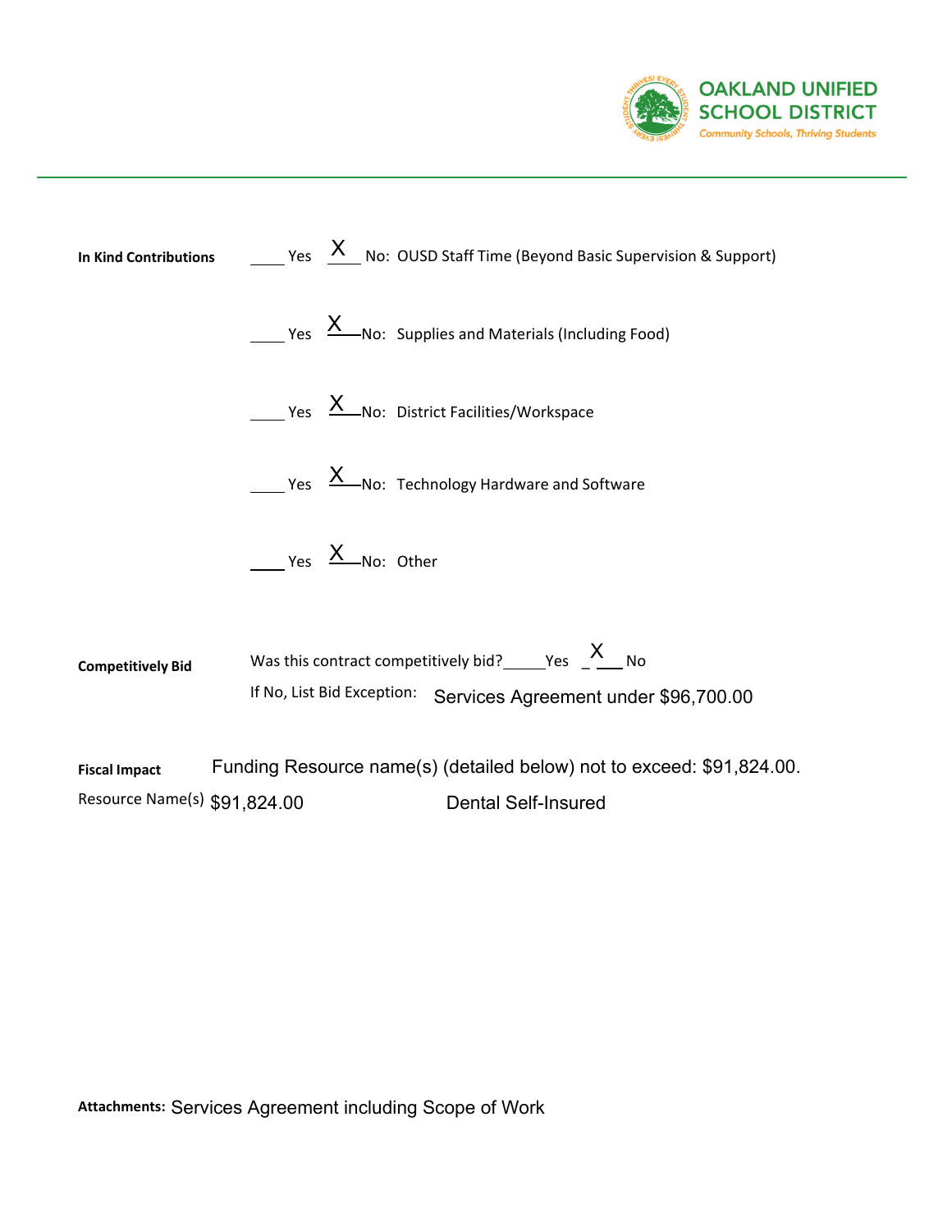**In Kind Contributions**

____ Yes __X__ No: OUSD Staff Time (Beyond Basic Supervision & Support)

____ Yes __X__ No: Supplies and Materials (Including Food)

____ Yes __X__ No: District Facilities/Workspace

____ Yes __X__ No: Technology Hardware and Software

____ Yes __X__ No: Other

**Competitively Bid**

Was this contract competitively bid? _____ Yes _ __X__ No

If No, List Bid Exception: Services Agreement under $96,700.00

**Fiscal Impact** Funding Resource name(s) (detailed below) not to exceed: $91,824.00.

Resource Name(s) $91,824.00 Dental Self-Insured

**Attachments:** Services Agreement including Scope of Work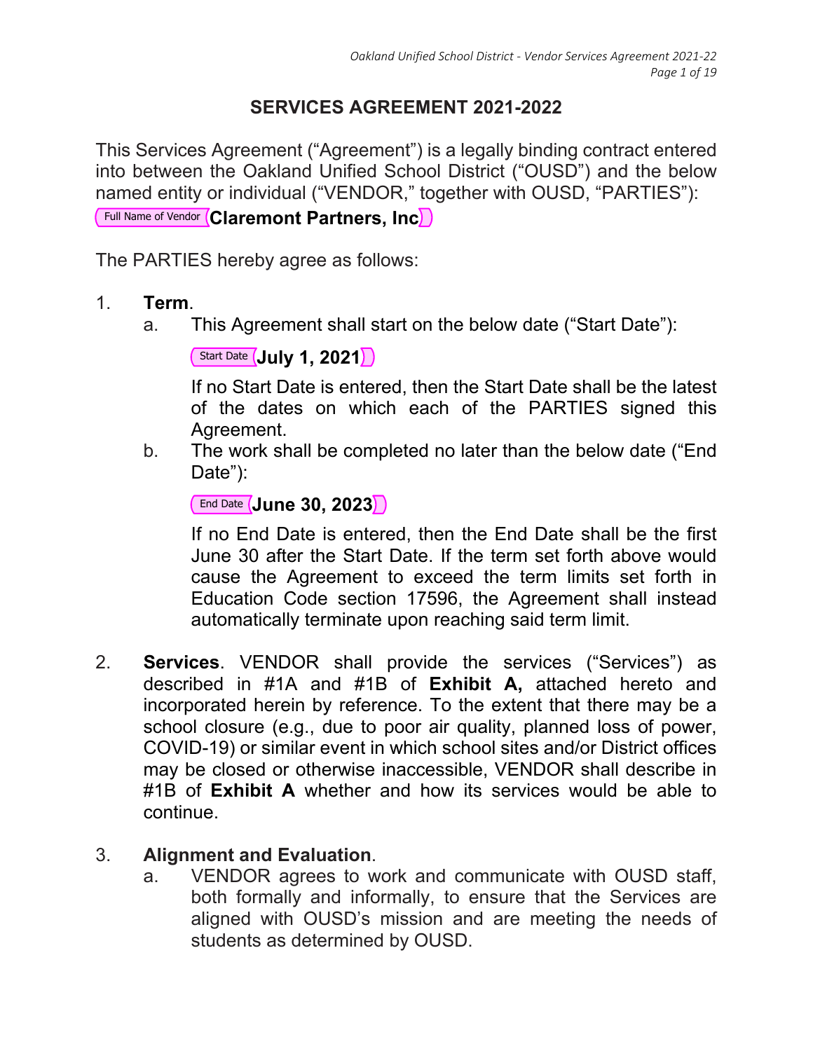# SERVICES AGREEMENT 2021-2022

This Services Agreement ("Agreement") is a legally binding contract entered into between the Oakland Unified School District ("OUSD") and the below named entity or individual ("VENDOR," together with OUSD, "PARTIES"):

Full Name of Vendor **Claremont Partners, Inc**

The PARTIES hereby agree as follows:

1. **Term**.
   a. This Agreement shall start on the below date ("Start Date"):

      Start Date **July 1, 2021**

      If no Start Date is entered, then the Start Date shall be the latest of the dates on which each of the PARTIES signed this Agreement.

   b. The work shall be completed no later than the below date ("End Date"):

      End Date **June 30, 2023**

      If no End Date is entered, then the End Date shall be the first June 30 after the Start Date. If the term set forth above would cause the Agreement to exceed the term limits set forth in Education Code section 17596, the Agreement shall instead automatically terminate upon reaching said term limit.

2. **Services**. VENDOR shall provide the services ("Services") as described in #1A and #1B of **Exhibit A,** attached hereto and incorporated herein by reference. To the extent that there may be a school closure (e.g., due to poor air quality, planned loss of power, COVID-19) or similar event in which school sites and/or District offices may be closed or otherwise inaccessible, VENDOR shall describe in #1B of **Exhibit A** whether and how its services would be able to continue.

3. **Alignment and Evaluation**.
   a. VENDOR agrees to work and communicate with OUSD staff, both formally and informally, to ensure that the Services are aligned with OUSD's mission and are meeting the needs of students as determined by OUSD.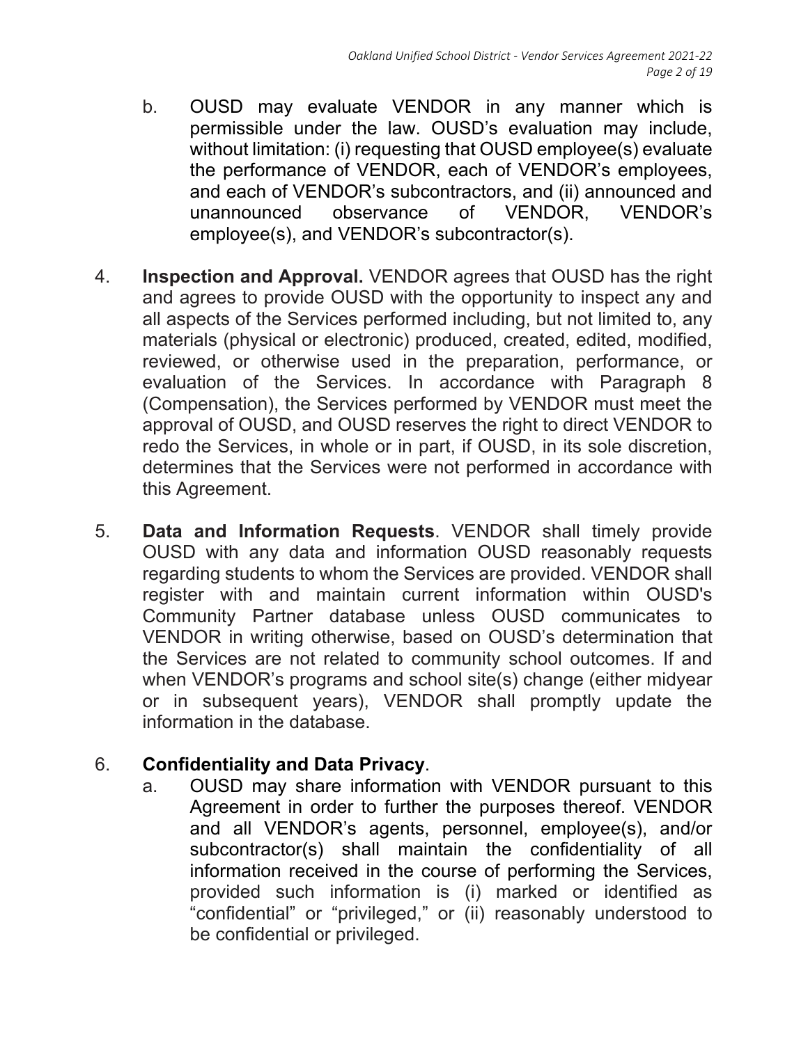b. OUSD may evaluate VENDOR in any manner which is permissible under the law. OUSD's evaluation may include, without limitation: (i) requesting that OUSD employee(s) evaluate the performance of VENDOR, each of VENDOR's employees, and each of VENDOR's subcontractors, and (ii) announced and unannounced observance of VENDOR, VENDOR's employee(s), and VENDOR's subcontractor(s).

4. **Inspection and Approval.** VENDOR agrees that OUSD has the right and agrees to provide OUSD with the opportunity to inspect any and all aspects of the Services performed including, but not limited to, any materials (physical or electronic) produced, created, edited, modified, reviewed, or otherwise used in the preparation, performance, or evaluation of the Services. In accordance with Paragraph 8 (Compensation), the Services performed by VENDOR must meet the approval of OUSD, and OUSD reserves the right to direct VENDOR to redo the Services, in whole or in part, if OUSD, in its sole discretion, determines that the Services were not performed in accordance with this Agreement.

5. **Data and Information Requests**. VENDOR shall timely provide OUSD with any data and information OUSD reasonably requests regarding students to whom the Services are provided. VENDOR shall register with and maintain current information within OUSD's Community Partner database unless OUSD communicates to VENDOR in writing otherwise, based on OUSD's determination that the Services are not related to community school outcomes. If and when VENDOR's programs and school site(s) change (either midyear or in subsequent years), VENDOR shall promptly update the information in the database.

6. **Confidentiality and Data Privacy**.

   a. OUSD may share information with VENDOR pursuant to this Agreement in order to further the purposes thereof. VENDOR and all VENDOR's agents, personnel, employee(s), and/or subcontractor(s) shall maintain the confidentiality of all information received in the course of performing the Services, provided such information is (i) marked or identified as "confidential" or "privileged," or (ii) reasonably understood to be confidential or privileged.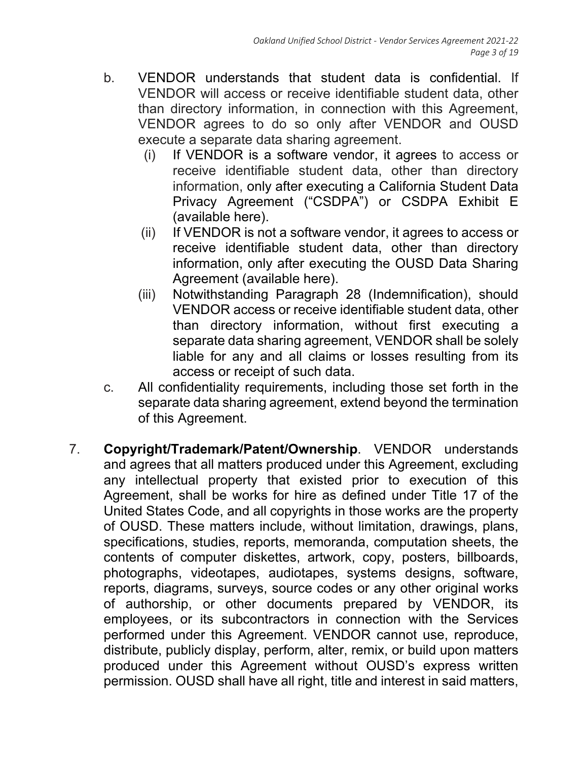b. VENDOR understands that student data is confidential. If VENDOR will access or receive identifiable student data, other than directory information, in connection with this Agreement, VENDOR agrees to do so only after VENDOR and OUSD execute a separate data sharing agreement.

   (i) If VENDOR is a software vendor, it agrees to access or receive identifiable student data, other than directory information, only after executing a California Student Data Privacy Agreement ("CSDPA") or CSDPA Exhibit E (available here).

   (ii) If VENDOR is not a software vendor, it agrees to access or receive identifiable student data, other than directory information, only after executing the OUSD Data Sharing Agreement (available here).

   (iii) Notwithstanding Paragraph 28 (Indemnification), should VENDOR access or receive identifiable student data, other than directory information, without first executing a separate data sharing agreement, VENDOR shall be solely liable for any and all claims or losses resulting from its access or receipt of such data.

c. All confidentiality requirements, including those set forth in the separate data sharing agreement, extend beyond the termination of this Agreement.

7. **Copyright/Trademark/Patent/Ownership**. VENDOR understands and agrees that all matters produced under this Agreement, excluding any intellectual property that existed prior to execution of this Agreement, shall be works for hire as defined under Title 17 of the United States Code, and all copyrights in those works are the property of OUSD. These matters include, without limitation, drawings, plans, specifications, studies, reports, memoranda, computation sheets, the contents of computer diskettes, artwork, copy, posters, billboards, photographs, videotapes, audiotapes, systems designs, software, reports, diagrams, surveys, source codes or any other original works of authorship, or other documents prepared by VENDOR, its employees, or its subcontractors in connection with the Services performed under this Agreement. VENDOR cannot use, reproduce, distribute, publicly display, perform, alter, remix, or build upon matters produced under this Agreement without OUSD's express written permission. OUSD shall have all right, title and interest in said matters,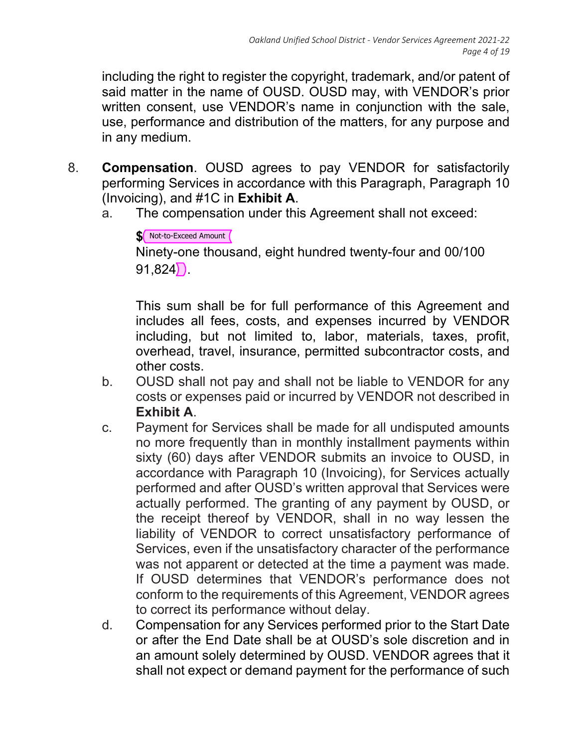including the right to register the copyright, trademark, and/or patent of said matter in the name of OUSD. OUSD may, with VENDOR's prior written consent, use VENDOR's name in conjunction with the sale, use, performance and distribution of the matters, for any purpose and in any medium.

8. **Compensation**. OUSD agrees to pay VENDOR for satisfactorily performing Services in accordance with this Paragraph, Paragraph 10 (Invoicing), and #1C in **Exhibit A**.

   a. The compensation under this Agreement shall not exceed:

      **$** Not-to-Exceed Amount
      Ninety-one thousand, eight hundred twenty-four and 00/100
      91,824.

      This sum shall be for full performance of this Agreement and includes all fees, costs, and expenses incurred by VENDOR including, but not limited to, labor, materials, taxes, profit, overhead, travel, insurance, permitted subcontractor costs, and other costs.

   b. OUSD shall not pay and shall not be liable to VENDOR for any costs or expenses paid or incurred by VENDOR not described in **Exhibit A**.

   c. Payment for Services shall be made for all undisputed amounts no more frequently than in monthly installment payments within sixty (60) days after VENDOR submits an invoice to OUSD, in accordance with Paragraph 10 (Invoicing), for Services actually performed and after OUSD's written approval that Services were actually performed. The granting of any payment by OUSD, or the receipt thereof by VENDOR, shall in no way lessen the liability of VENDOR to correct unsatisfactory performance of Services, even if the unsatisfactory character of the performance was not apparent or detected at the time a payment was made. If OUSD determines that VENDOR's performance does not conform to the requirements of this Agreement, VENDOR agrees to correct its performance without delay.

   d. Compensation for any Services performed prior to the Start Date or after the End Date shall be at OUSD's sole discretion and in an amount solely determined by OUSD. VENDOR agrees that it shall not expect or demand payment for the performance of such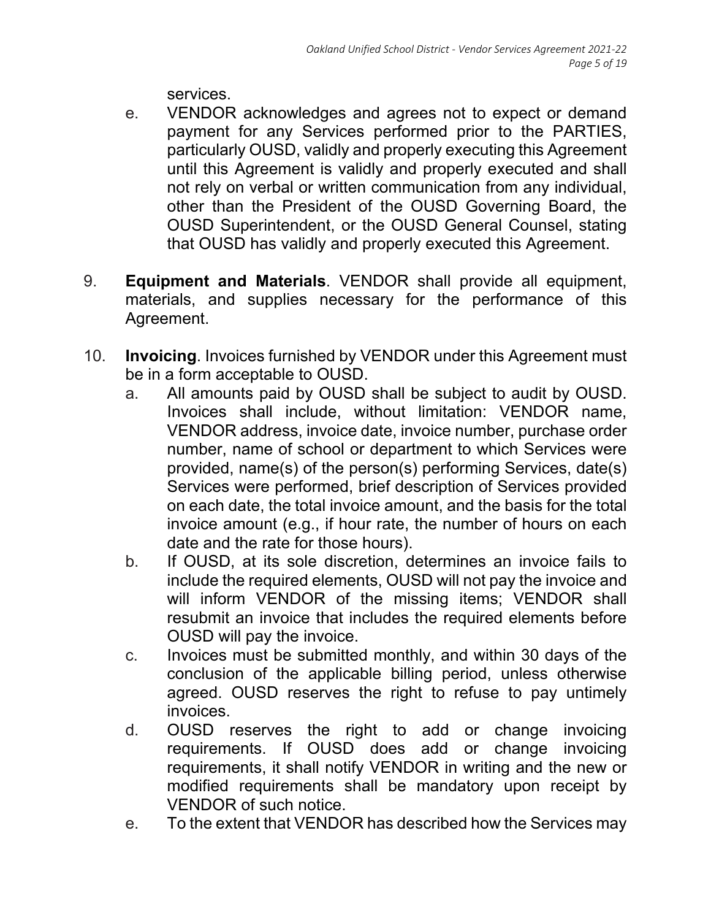services.

e. VENDOR acknowledges and agrees not to expect or demand payment for any Services performed prior to the PARTIES, particularly OUSD, validly and properly executing this Agreement until this Agreement is validly and properly executed and shall not rely on verbal or written communication from any individual, other than the President of the OUSD Governing Board, the OUSD Superintendent, or the OUSD General Counsel, stating that OUSD has validly and properly executed this Agreement.

9. **Equipment and Materials**. VENDOR shall provide all equipment, materials, and supplies necessary for the performance of this Agreement.

10. **Invoicing**. Invoices furnished by VENDOR under this Agreement must be in a form acceptable to OUSD.

   a. All amounts paid by OUSD shall be subject to audit by OUSD. Invoices shall include, without limitation: VENDOR name, VENDOR address, invoice date, invoice number, purchase order number, name of school or department to which Services were provided, name(s) of the person(s) performing Services, date(s) Services were performed, brief description of Services provided on each date, the total invoice amount, and the basis for the total invoice amount (e.g., if hour rate, the number of hours on each date and the rate for those hours).

   b. If OUSD, at its sole discretion, determines an invoice fails to include the required elements, OUSD will not pay the invoice and will inform VENDOR of the missing items; VENDOR shall resubmit an invoice that includes the required elements before OUSD will pay the invoice.

   c. Invoices must be submitted monthly, and within 30 days of the conclusion of the applicable billing period, unless otherwise agreed. OUSD reserves the right to refuse to pay untimely invoices.

   d. OUSD reserves the right to add or change invoicing requirements. If OUSD does add or change invoicing requirements, it shall notify VENDOR in writing and the new or modified requirements shall be mandatory upon receipt by VENDOR of such notice.

   e. To the extent that VENDOR has described how the Services may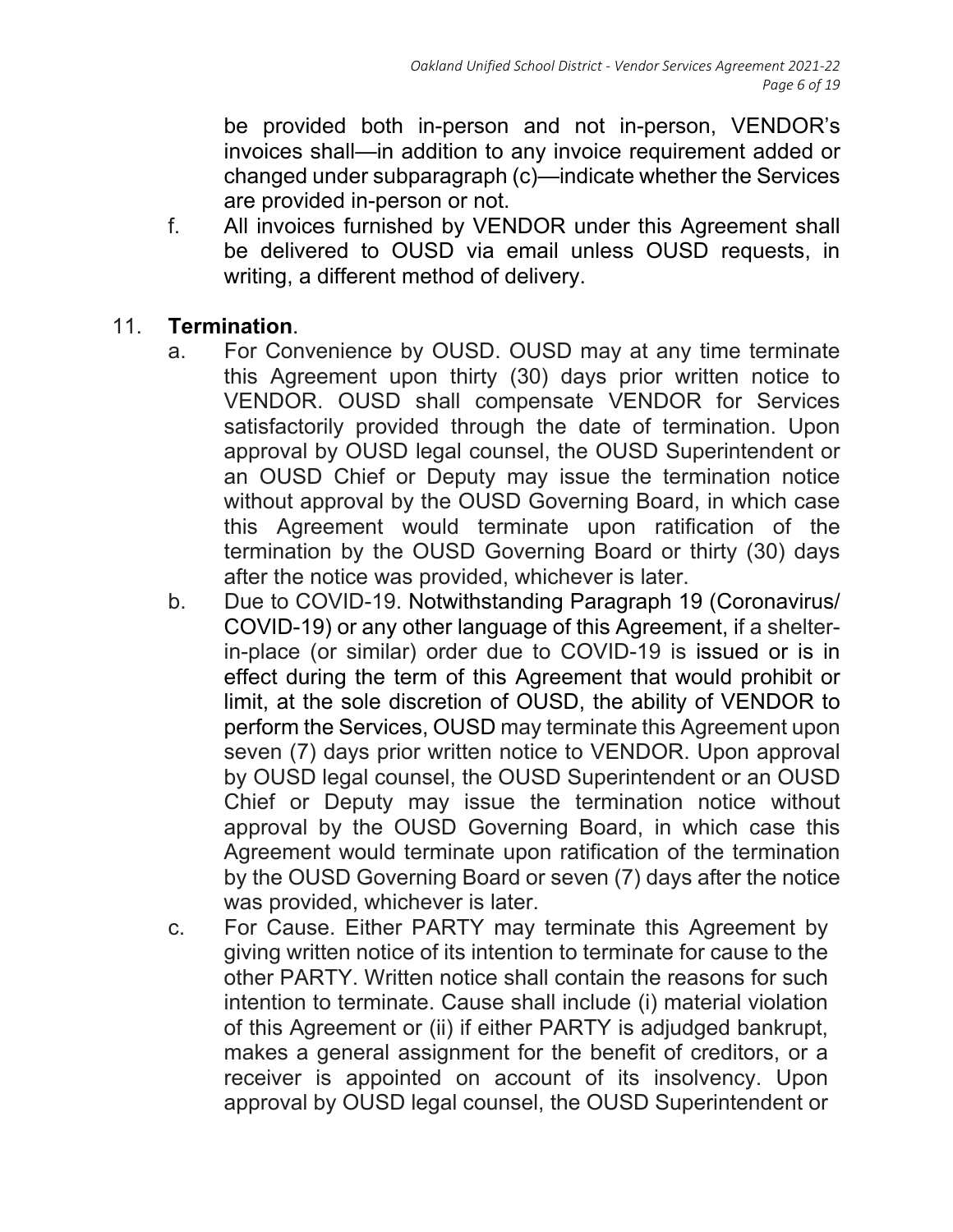be provided both in-person and not in-person, VENDOR's invoices shall—in addition to any invoice requirement added or changed under subparagraph (c)—indicate whether the Services are provided in-person or not.

f. All invoices furnished by VENDOR under this Agreement shall be delivered to OUSD via email unless OUSD requests, in writing, a different method of delivery.

11. **Termination**.

a. For Convenience by OUSD. OUSD may at any time terminate this Agreement upon thirty (30) days prior written notice to VENDOR. OUSD shall compensate VENDOR for Services satisfactorily provided through the date of termination. Upon approval by OUSD legal counsel, the OUSD Superintendent or an OUSD Chief or Deputy may issue the termination notice without approval by the OUSD Governing Board, in which case this Agreement would terminate upon ratification of the termination by the OUSD Governing Board or thirty (30) days after the notice was provided, whichever is later.

b. Due to COVID-19. Notwithstanding Paragraph 19 (Coronavirus/ COVID-19) or any other language of this Agreement, if a shelter-in-place (or similar) order due to COVID-19 is issued or is in effect during the term of this Agreement that would prohibit or limit, at the sole discretion of OUSD, the ability of VENDOR to perform the Services, OUSD may terminate this Agreement upon seven (7) days prior written notice to VENDOR. Upon approval by OUSD legal counsel, the OUSD Superintendent or an OUSD Chief or Deputy may issue the termination notice without approval by the OUSD Governing Board, in which case this Agreement would terminate upon ratification of the termination by the OUSD Governing Board or seven (7) days after the notice was provided, whichever is later.

c. For Cause. Either PARTY may terminate this Agreement by giving written notice of its intention to terminate for cause to the other PARTY. Written notice shall contain the reasons for such intention to terminate. Cause shall include (i) material violation of this Agreement or (ii) if either PARTY is adjudged bankrupt, makes a general assignment for the benefit of creditors, or a receiver is appointed on account of its insolvency. Upon approval by OUSD legal counsel, the OUSD Superintendent or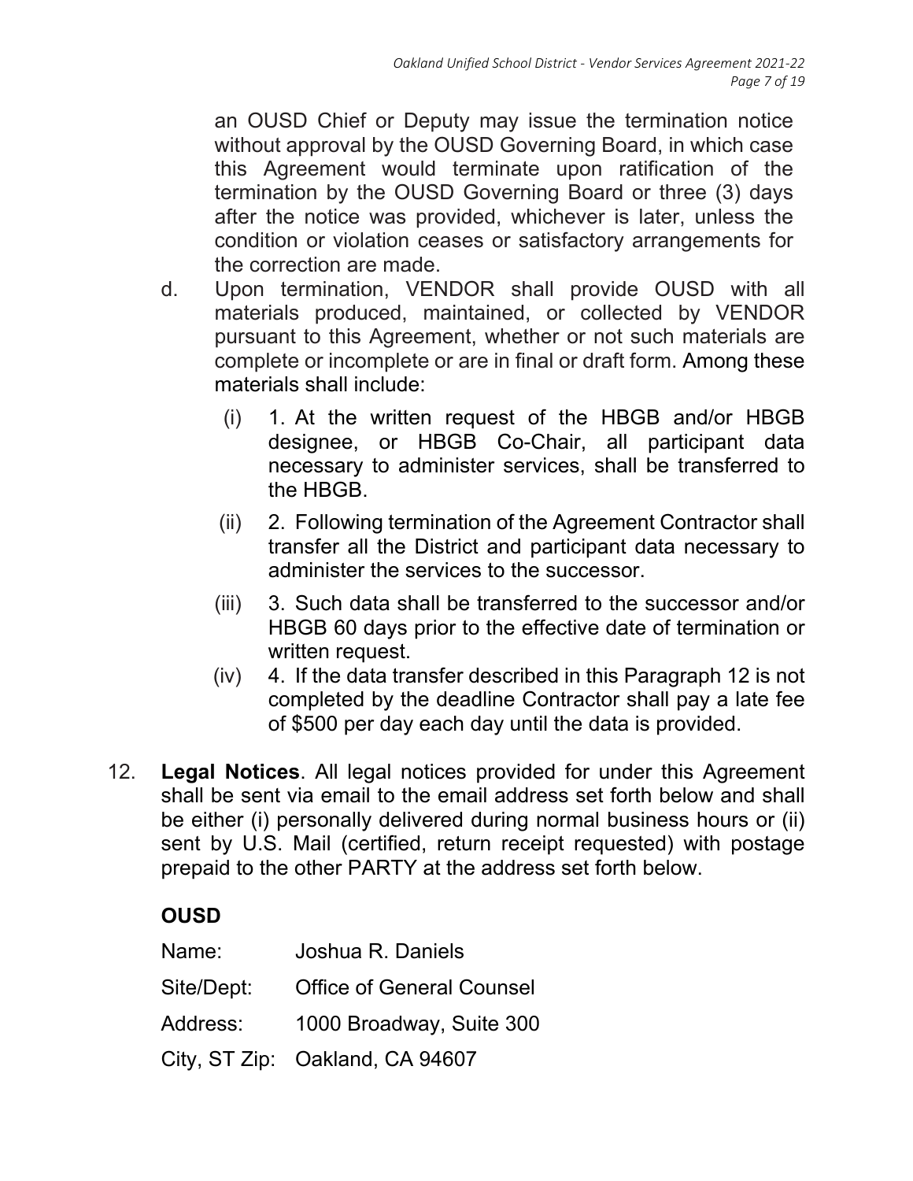an OUSD Chief or Deputy may issue the termination notice without approval by the OUSD Governing Board, in which case this Agreement would terminate upon ratification of the termination by the OUSD Governing Board or three (3) days after the notice was provided, whichever is later, unless the condition or violation ceases or satisfactory arrangements for the correction are made.

d. Upon termination, VENDOR shall provide OUSD with all materials produced, maintained, or collected by VENDOR pursuant to this Agreement, whether or not such materials are complete or incomplete or are in final or draft form. Among these materials shall include:

   (i) 1. At the written request of the HBGB and/or HBGB designee, or HBGB Co-Chair, all participant data necessary to administer services, shall be transferred to the HBGB.

   (ii) 2. Following termination of the Agreement Contractor shall transfer all the District and participant data necessary to administer the services to the successor.

   (iii) 3. Such data shall be transferred to the successor and/or HBGB 60 days prior to the effective date of termination or written request.

   (iv) 4. If the data transfer described in this Paragraph 12 is not completed by the deadline Contractor shall pay a late fee of $500 per day each day until the data is provided.

12. **Legal Notices**. All legal notices provided for under this Agreement shall be sent via email to the email address set forth below and shall be either (i) personally delivered during normal business hours or (ii) sent by U.S. Mail (certified, return receipt requested) with postage prepaid to the other PARTY at the address set forth below.

**OUSD**

Name: Joshua R. Daniels

Site/Dept: Office of General Counsel

Address: 1000 Broadway, Suite 300

City, ST Zip: Oakland, CA 94607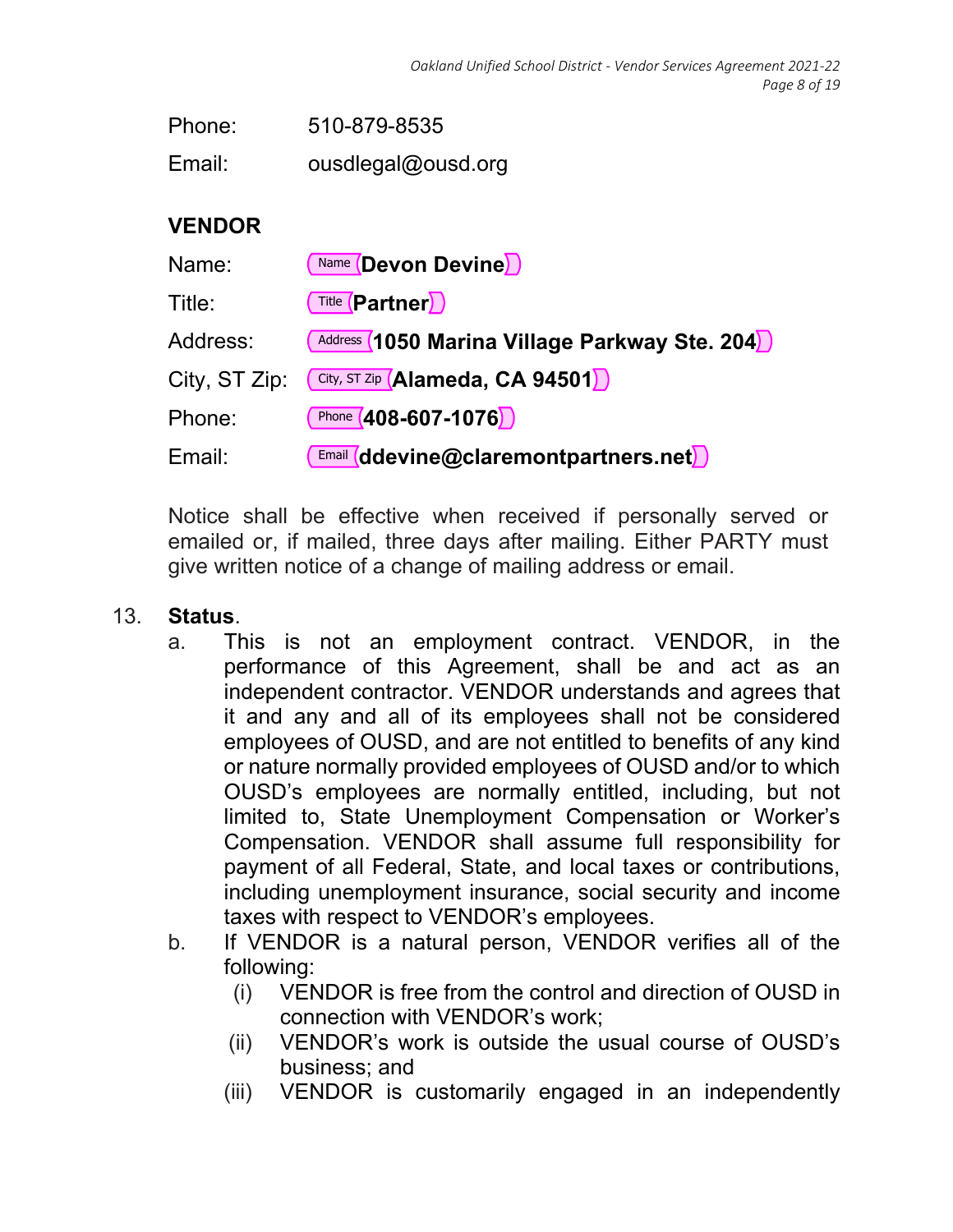Phone: 510-879-8535

Email: ousdlegal@ousd.org

**VENDOR**

Name: **Devon Devine**

Title: **Partner**

Address: **1050 Marina Village Parkway Ste. 204**

City, ST Zip: **Alameda, CA 94501**

Phone: **408-607-1076**

Email: **ddevine@claremontpartners.net**

Notice shall be effective when received if personally served or emailed or, if mailed, three days after mailing. Either PARTY must give written notice of a change of mailing address or email.

13. **Status**.
    a. This is not an employment contract. VENDOR, in the performance of this Agreement, shall be and act as an independent contractor. VENDOR understands and agrees that it and any and all of its employees shall not be considered employees of OUSD, and are not entitled to benefits of any kind or nature normally provided employees of OUSD and/or to which OUSD's employees are normally entitled, including, but not limited to, State Unemployment Compensation or Worker's Compensation. VENDOR shall assume full responsibility for payment of all Federal, State, and local taxes or contributions, including unemployment insurance, social security and income taxes with respect to VENDOR's employees.
    b. If VENDOR is a natural person, VENDOR verifies all of the following:
       (i) VENDOR is free from the control and direction of OUSD in connection with VENDOR's work;
       (ii) VENDOR's work is outside the usual course of OUSD's business; and
       (iii) VENDOR is customarily engaged in an independently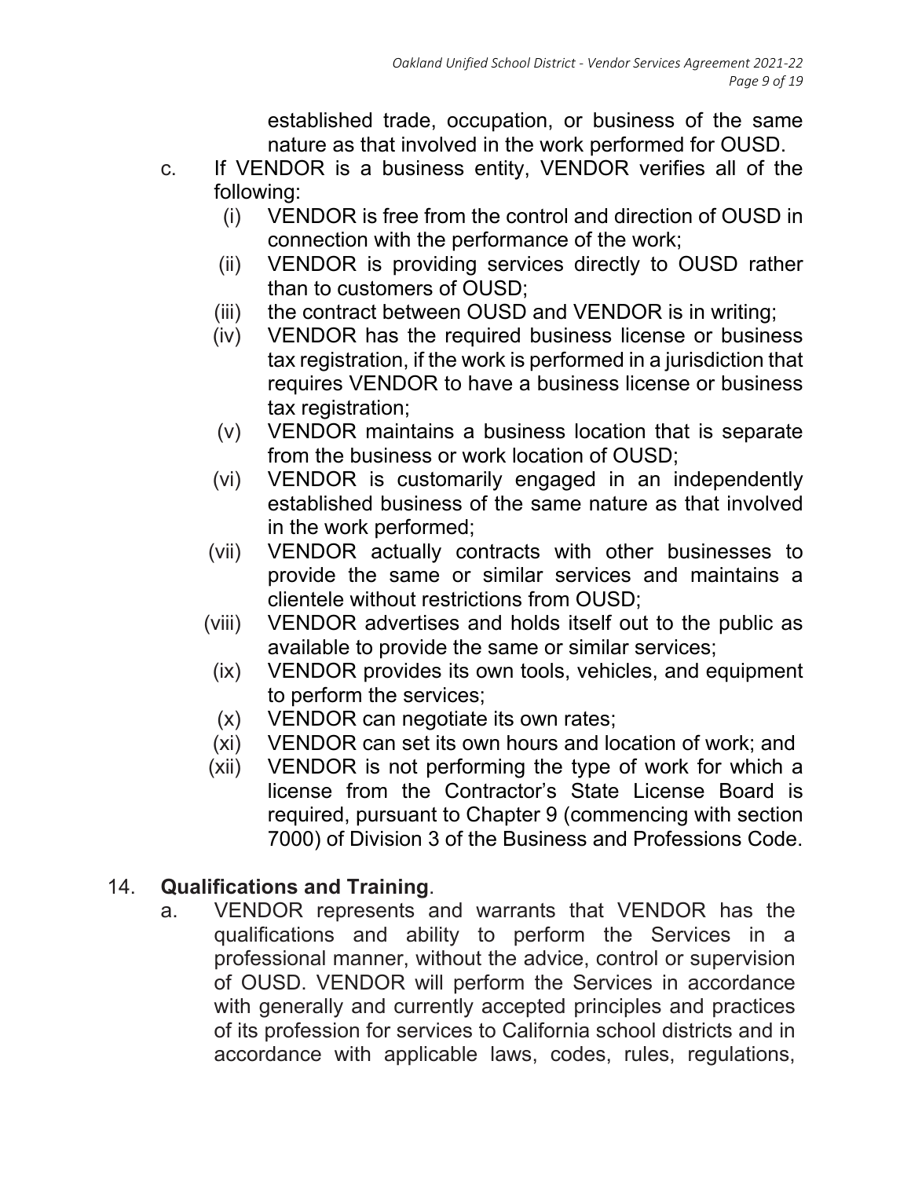established trade, occupation, or business of the same nature as that involved in the work performed for OUSD.

c. If VENDOR is a business entity, VENDOR verifies all of the following:
   - (i) VENDOR is free from the control and direction of OUSD in connection with the performance of the work;
   - (ii) VENDOR is providing services directly to OUSD rather than to customers of OUSD;
   - (iii) the contract between OUSD and VENDOR is in writing;
   - (iv) VENDOR has the required business license or business tax registration, if the work is performed in a jurisdiction that requires VENDOR to have a business license or business tax registration;
   - (v) VENDOR maintains a business location that is separate from the business or work location of OUSD;
   - (vi) VENDOR is customarily engaged in an independently established business of the same nature as that involved in the work performed;
   - (vii) VENDOR actually contracts with other businesses to provide the same or similar services and maintains a clientele without restrictions from OUSD;
   - (viii) VENDOR advertises and holds itself out to the public as available to provide the same or similar services;
   - (ix) VENDOR provides its own tools, vehicles, and equipment to perform the services;
   - (x) VENDOR can negotiate its own rates;
   - (xi) VENDOR can set its own hours and location of work; and
   - (xii) VENDOR is not performing the type of work for which a license from the Contractor's State License Board is required, pursuant to Chapter 9 (commencing with section 7000) of Division 3 of the Business and Professions Code.

14. **Qualifications and Training**.

a. VENDOR represents and warrants that VENDOR has the qualifications and ability to perform the Services in a professional manner, without the advice, control or supervision of OUSD. VENDOR will perform the Services in accordance with generally and currently accepted principles and practices of its profession for services to California school districts and in accordance with applicable laws, codes, rules, regulations,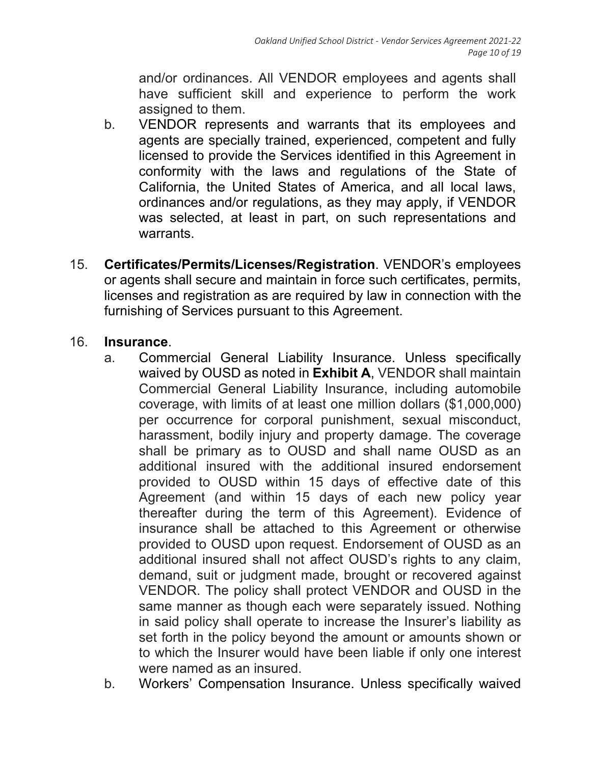and/or ordinances. All VENDOR employees and agents shall have sufficient skill and experience to perform the work assigned to them.

b. VENDOR represents and warrants that its employees and agents are specially trained, experienced, competent and fully licensed to provide the Services identified in this Agreement in conformity with the laws and regulations of the State of California, the United States of America, and all local laws, ordinances and/or regulations, as they may apply, if VENDOR was selected, at least in part, on such representations and warrants.

15. **Certificates/Permits/Licenses/Registration**. VENDOR's employees or agents shall secure and maintain in force such certificates, permits, licenses and registration as are required by law in connection with the furnishing of Services pursuant to this Agreement.

16. **Insurance**.

a. Commercial General Liability Insurance. Unless specifically waived by OUSD as noted in **Exhibit A**, VENDOR shall maintain Commercial General Liability Insurance, including automobile coverage, with limits of at least one million dollars ($1,000,000) per occurrence for corporal punishment, sexual misconduct, harassment, bodily injury and property damage. The coverage shall be primary as to OUSD and shall name OUSD as an additional insured with the additional insured endorsement provided to OUSD within 15 days of effective date of this Agreement (and within 15 days of each new policy year thereafter during the term of this Agreement). Evidence of insurance shall be attached to this Agreement or otherwise provided to OUSD upon request. Endorsement of OUSD as an additional insured shall not affect OUSD's rights to any claim, demand, suit or judgment made, brought or recovered against VENDOR. The policy shall protect VENDOR and OUSD in the same manner as though each were separately issued. Nothing in said policy shall operate to increase the Insurer's liability as set forth in the policy beyond the amount or amounts shown or to which the Insurer would have been liable if only one interest were named as an insured.

b. Workers' Compensation Insurance. Unless specifically waived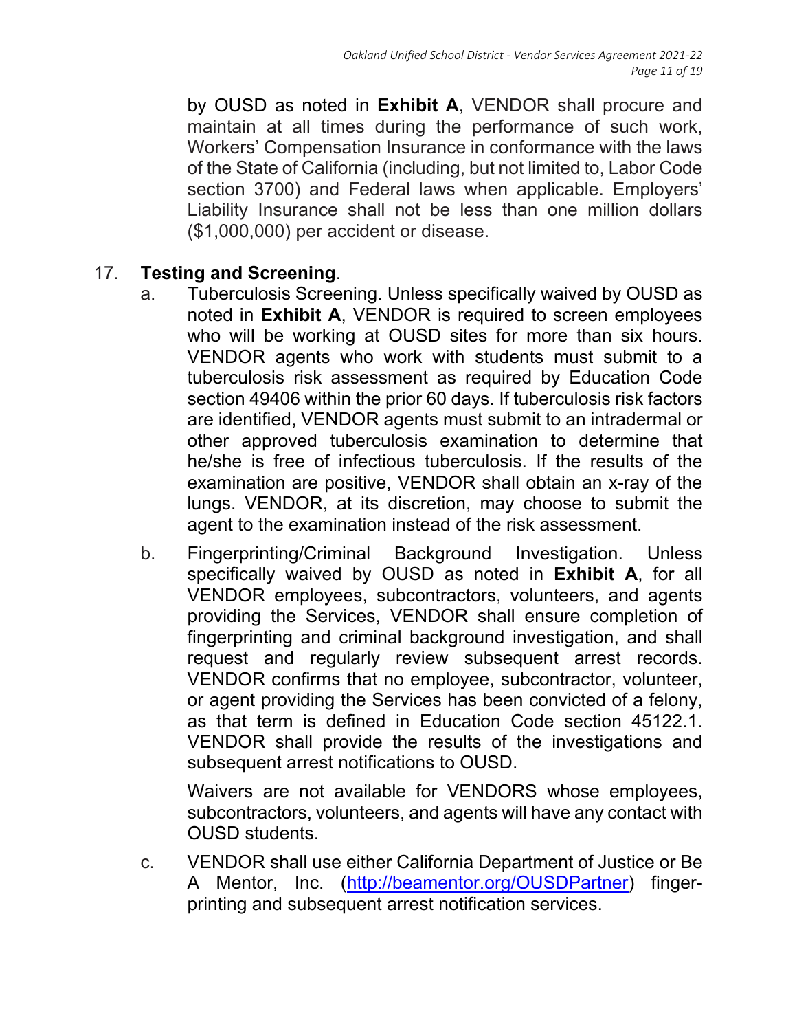by OUSD as noted in **Exhibit A**, VENDOR shall procure and maintain at all times during the performance of such work, Workers' Compensation Insurance in conformance with the laws of the State of California (including, but not limited to, Labor Code section 3700) and Federal laws when applicable. Employers' Liability Insurance shall not be less than one million dollars ($1,000,000) per accident or disease.

17. **Testing and Screening**.

    a. Tuberculosis Screening. Unless specifically waived by OUSD as noted in **Exhibit A**, VENDOR is required to screen employees who will be working at OUSD sites for more than six hours. VENDOR agents who work with students must submit to a tuberculosis risk assessment as required by Education Code section 49406 within the prior 60 days. If tuberculosis risk factors are identified, VENDOR agents must submit to an intradermal or other approved tuberculosis examination to determine that he/she is free of infectious tuberculosis. If the results of the examination are positive, VENDOR shall obtain an x-ray of the lungs. VENDOR, at its discretion, may choose to submit the agent to the examination instead of the risk assessment.

    b. Fingerprinting/Criminal Background Investigation. Unless specifically waived by OUSD as noted in **Exhibit A**, for all VENDOR employees, subcontractors, volunteers, and agents providing the Services, VENDOR shall ensure completion of fingerprinting and criminal background investigation, and shall request and regularly review subsequent arrest records. VENDOR confirms that no employee, subcontractor, volunteer, or agent providing the Services has been convicted of a felony, as that term is defined in Education Code section 45122.1. VENDOR shall provide the results of the investigations and subsequent arrest notifications to OUSD.

       Waivers are not available for VENDORS whose employees, subcontractors, volunteers, and agents will have any contact with OUSD students.

    c. VENDOR shall use either California Department of Justice or Be A Mentor, Inc. ([http://beamentor.org/OUSDPartner](http://beamentor.org/OUSDPartner)) fingerprinting and subsequent arrest notification services.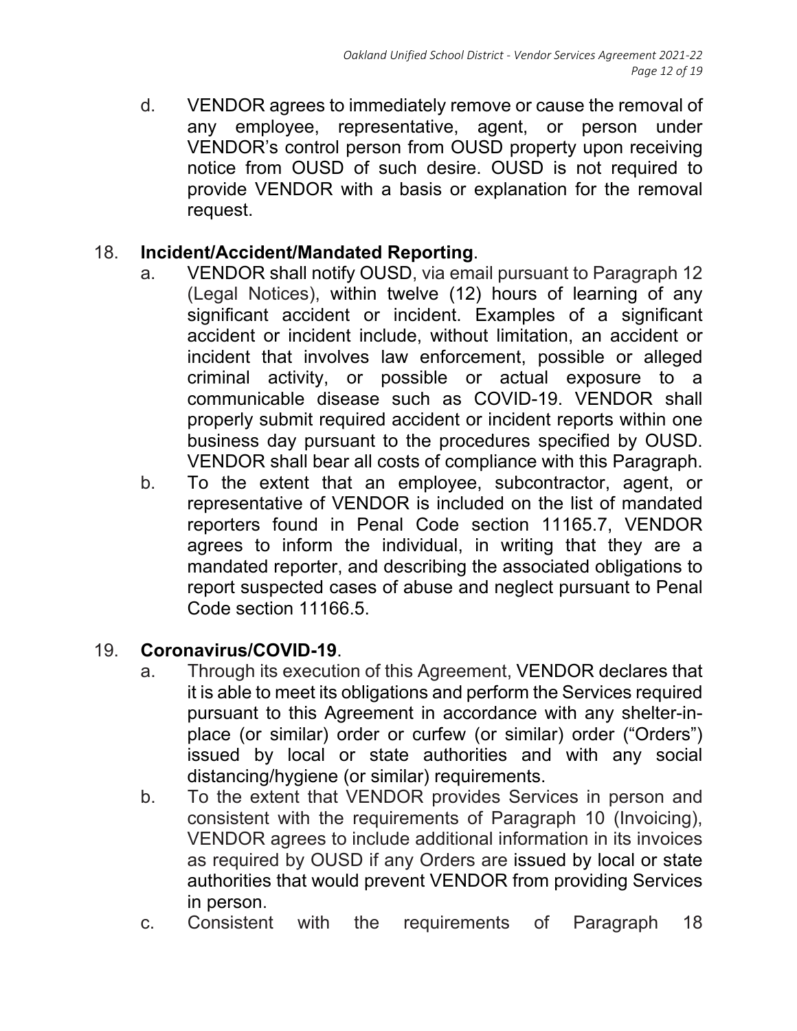d. VENDOR agrees to immediately remove or cause the removal of any employee, representative, agent, or person under VENDOR's control person from OUSD property upon receiving notice from OUSD of such desire. OUSD is not required to provide VENDOR with a basis or explanation for the removal request.

18. **Incident/Accident/Mandated Reporting**.

  a. VENDOR shall notify OUSD, via email pursuant to Paragraph 12 (Legal Notices), within twelve (12) hours of learning of any significant accident or incident. Examples of a significant accident or incident include, without limitation, an accident or incident that involves law enforcement, possible or alleged criminal activity, or possible or actual exposure to a communicable disease such as COVID-19. VENDOR shall properly submit required accident or incident reports within one business day pursuant to the procedures specified by OUSD. VENDOR shall bear all costs of compliance with this Paragraph.

  b. To the extent that an employee, subcontractor, agent, or representative of VENDOR is included on the list of mandated reporters found in Penal Code section 11165.7, VENDOR agrees to inform the individual, in writing that they are a mandated reporter, and describing the associated obligations to report suspected cases of abuse and neglect pursuant to Penal Code section 11166.5.

19. **Coronavirus/COVID-19**.

  a. Through its execution of this Agreement, VENDOR declares that it is able to meet its obligations and perform the Services required pursuant to this Agreement in accordance with any shelter-in-place (or similar) order or curfew (or similar) order ("Orders") issued by local or state authorities and with any social distancing/hygiene (or similar) requirements.

  b. To the extent that VENDOR provides Services in person and consistent with the requirements of Paragraph 10 (Invoicing), VENDOR agrees to include additional information in its invoices as required by OUSD if any Orders are issued by local or state authorities that would prevent VENDOR from providing Services in person.

  c. Consistent with the requirements of Paragraph 18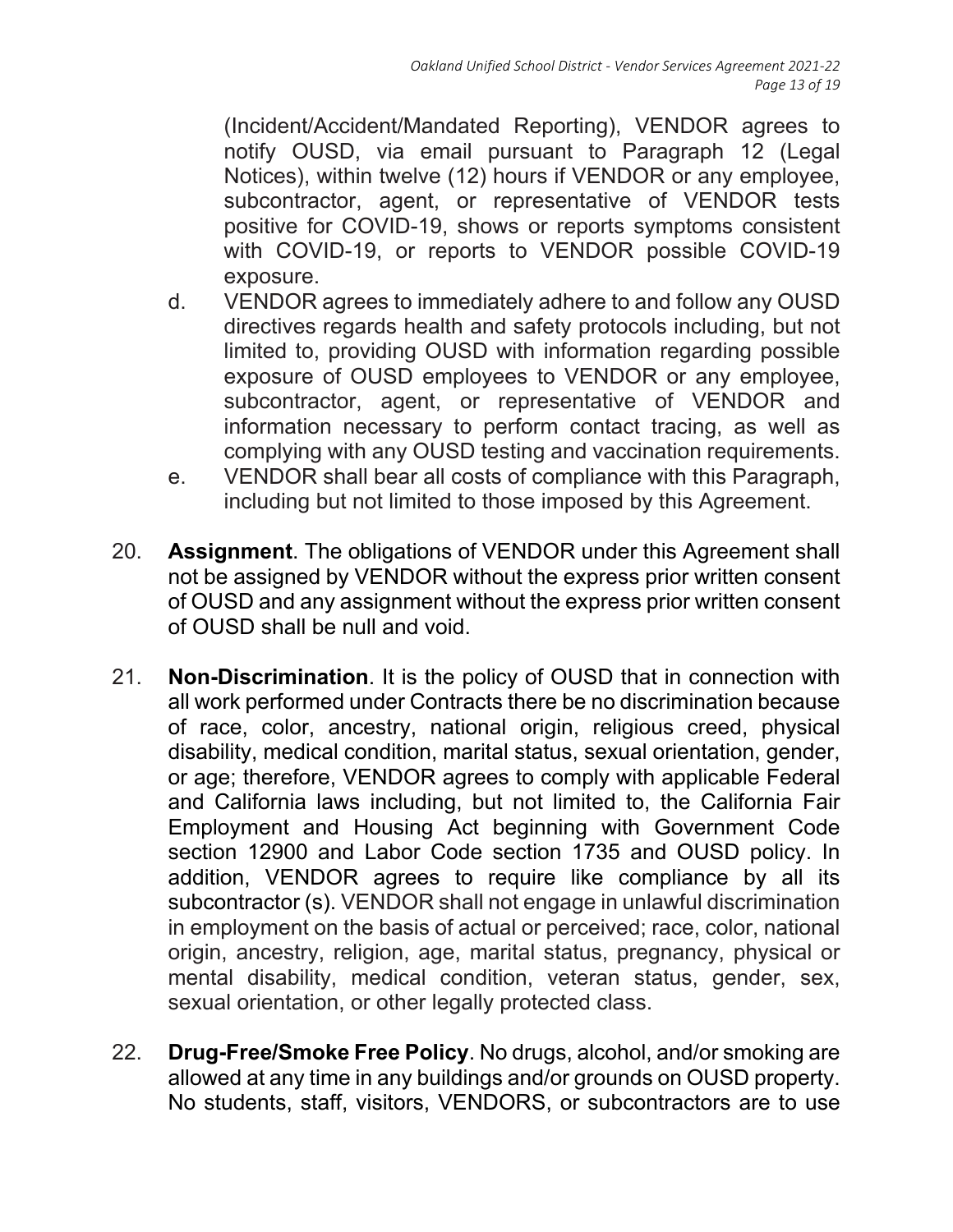(Incident/Accident/Mandated Reporting), VENDOR agrees to notify OUSD, via email pursuant to Paragraph 12 (Legal Notices), within twelve (12) hours if VENDOR or any employee, subcontractor, agent, or representative of VENDOR tests positive for COVID-19, shows or reports symptoms consistent with COVID-19, or reports to VENDOR possible COVID-19 exposure.

d. VENDOR agrees to immediately adhere to and follow any OUSD directives regards health and safety protocols including, but not limited to, providing OUSD with information regarding possible exposure of OUSD employees to VENDOR or any employee, subcontractor, agent, or representative of VENDOR and information necessary to perform contact tracing, as well as complying with any OUSD testing and vaccination requirements.

e. VENDOR shall bear all costs of compliance with this Paragraph, including but not limited to those imposed by this Agreement.

20. **Assignment**. The obligations of VENDOR under this Agreement shall not be assigned by VENDOR without the express prior written consent of OUSD and any assignment without the express prior written consent of OUSD shall be null and void.

21. **Non-Discrimination**. It is the policy of OUSD that in connection with all work performed under Contracts there be no discrimination because of race, color, ancestry, national origin, religious creed, physical disability, medical condition, marital status, sexual orientation, gender, or age; therefore, VENDOR agrees to comply with applicable Federal and California laws including, but not limited to, the California Fair Employment and Housing Act beginning with Government Code section 12900 and Labor Code section 1735 and OUSD policy. In addition, VENDOR agrees to require like compliance by all its subcontractor (s). VENDOR shall not engage in unlawful discrimination in employment on the basis of actual or perceived; race, color, national origin, ancestry, religion, age, marital status, pregnancy, physical or mental disability, medical condition, veteran status, gender, sex, sexual orientation, or other legally protected class.

22. **Drug-Free/Smoke Free Policy**. No drugs, alcohol, and/or smoking are allowed at any time in any buildings and/or grounds on OUSD property. No students, staff, visitors, VENDORS, or subcontractors are to use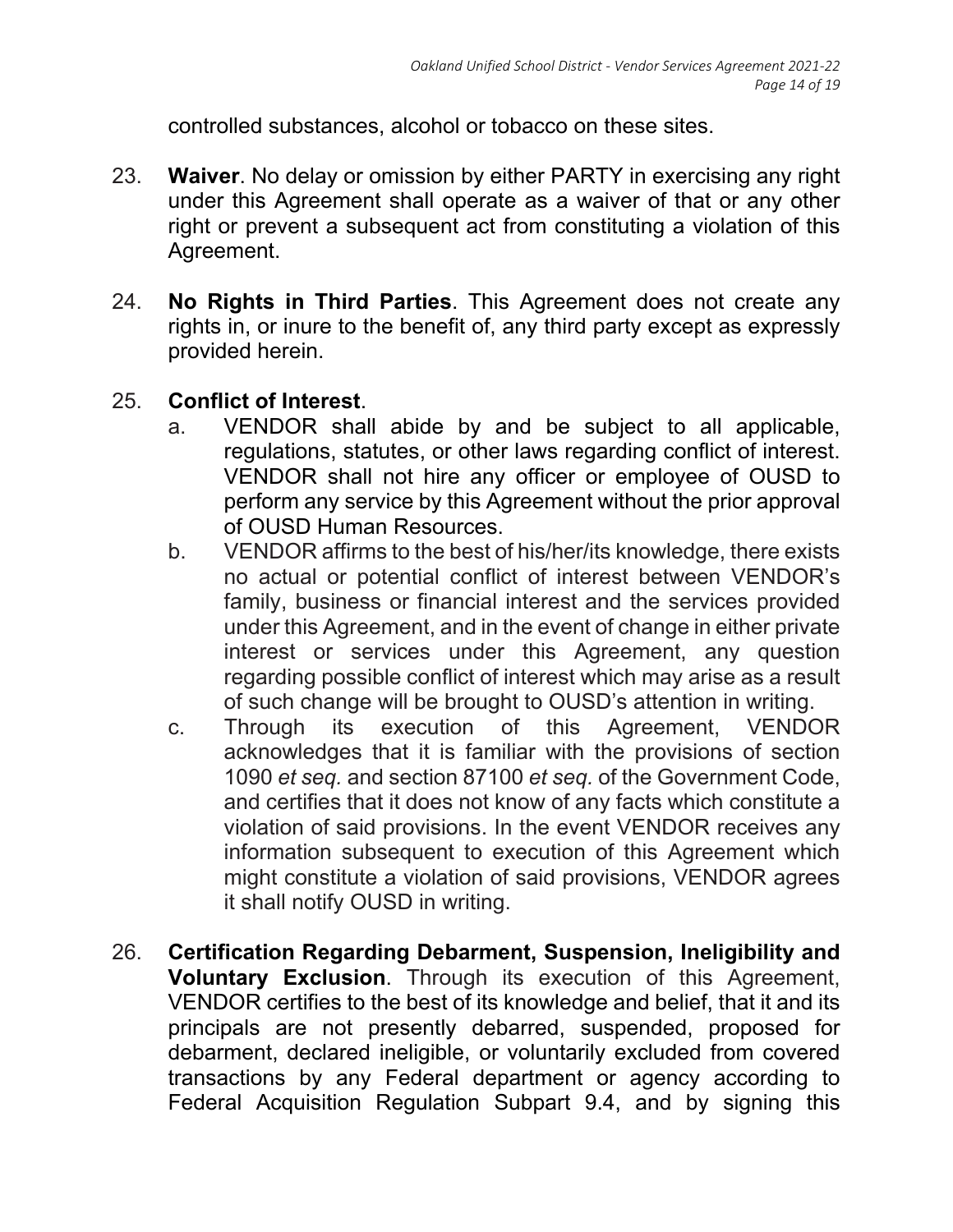controlled substances, alcohol or tobacco on these sites.

23. **Waiver**. No delay or omission by either PARTY in exercising any right under this Agreement shall operate as a waiver of that or any other right or prevent a subsequent act from constituting a violation of this Agreement.

24. **No Rights in Third Parties**. This Agreement does not create any rights in, or inure to the benefit of, any third party except as expressly provided herein.

25. **Conflict of Interest**.
    a. VENDOR shall abide by and be subject to all applicable, regulations, statutes, or other laws regarding conflict of interest. VENDOR shall not hire any officer or employee of OUSD to perform any service by this Agreement without the prior approval of OUSD Human Resources.
    b. VENDOR affirms to the best of his/her/its knowledge, there exists no actual or potential conflict of interest between VENDOR's family, business or financial interest and the services provided under this Agreement, and in the event of change in either private interest or services under this Agreement, any question regarding possible conflict of interest which may arise as a result of such change will be brought to OUSD's attention in writing.
    c. Through its execution of this Agreement, VENDOR acknowledges that it is familiar with the provisions of section 1090 *et seq*. and section 87100 *et seq.* of the Government Code, and certifies that it does not know of any facts which constitute a violation of said provisions. In the event VENDOR receives any information subsequent to execution of this Agreement which might constitute a violation of said provisions, VENDOR agrees it shall notify OUSD in writing.

26. **Certification Regarding Debarment, Suspension, Ineligibility and Voluntary Exclusion**. Through its execution of this Agreement, VENDOR certifies to the best of its knowledge and belief, that it and its principals are not presently debarred, suspended, proposed for debarment, declared ineligible, or voluntarily excluded from covered transactions by any Federal department or agency according to Federal Acquisition Regulation Subpart 9.4, and by signing this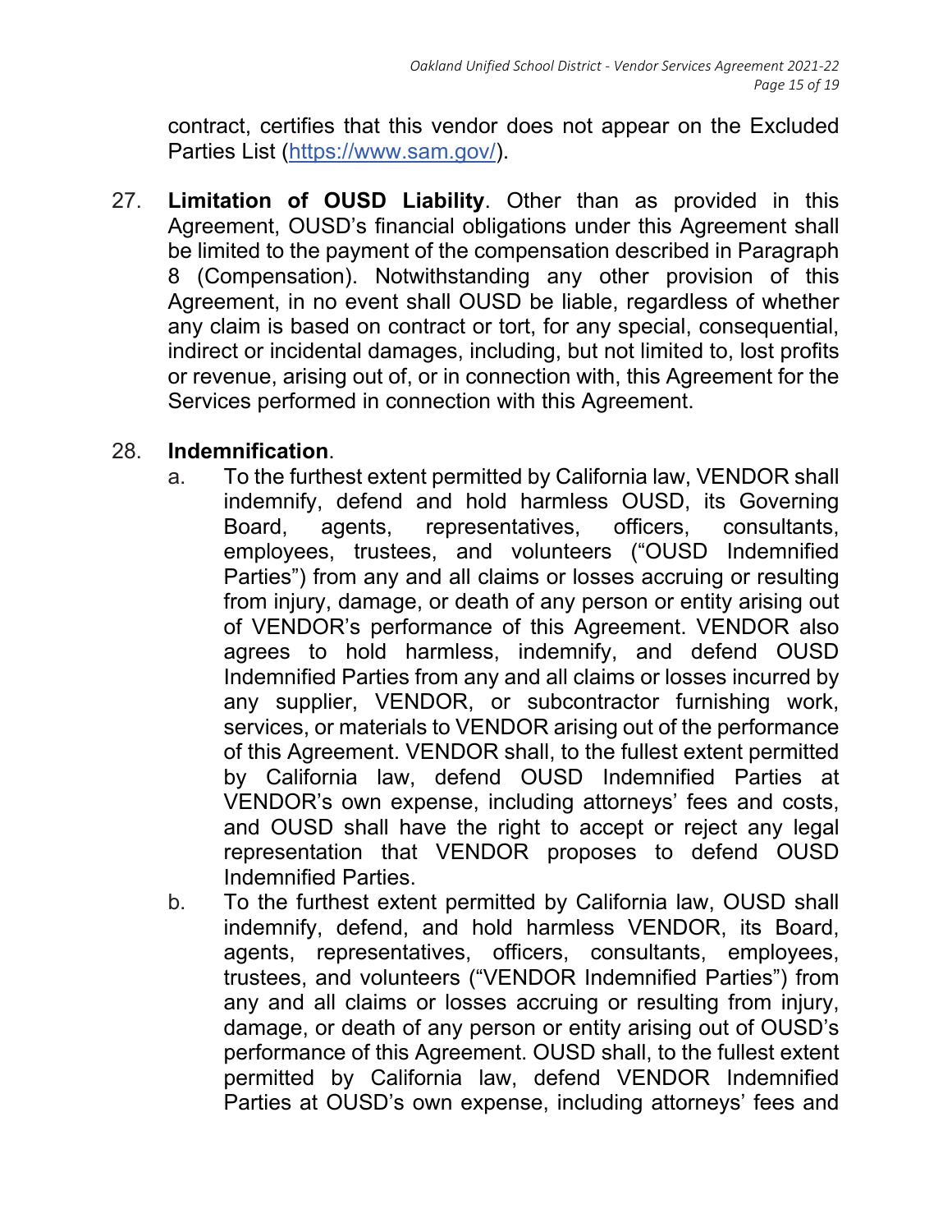contract, certifies that this vendor does not appear on the Excluded Parties List (https://www.sam.gov/).

27. **Limitation of OUSD Liability**. Other than as provided in this Agreement, OUSD's financial obligations under this Agreement shall be limited to the payment of the compensation described in Paragraph 8 (Compensation). Notwithstanding any other provision of this Agreement, in no event shall OUSD be liable, regardless of whether any claim is based on contract or tort, for any special, consequential, indirect or incidental damages, including, but not limited to, lost profits or revenue, arising out of, or in connection with, this Agreement for the Services performed in connection with this Agreement.

28. **Indemnification**.

    a. To the furthest extent permitted by California law, VENDOR shall indemnify, defend and hold harmless OUSD, its Governing Board, agents, representatives, officers, consultants, employees, trustees, and volunteers ("OUSD Indemnified Parties") from any and all claims or losses accruing or resulting from injury, damage, or death of any person or entity arising out of VENDOR's performance of this Agreement. VENDOR also agrees to hold harmless, indemnify, and defend OUSD Indemnified Parties from any and all claims or losses incurred by any supplier, VENDOR, or subcontractor furnishing work, services, or materials to VENDOR arising out of the performance of this Agreement. VENDOR shall, to the fullest extent permitted by California law, defend OUSD Indemnified Parties at VENDOR's own expense, including attorneys' fees and costs, and OUSD shall have the right to accept or reject any legal representation that VENDOR proposes to defend OUSD Indemnified Parties.

    b. To the furthest extent permitted by California law, OUSD shall indemnify, defend, and hold harmless VENDOR, its Board, agents, representatives, officers, consultants, employees, trustees, and volunteers ("VENDOR Indemnified Parties") from any and all claims or losses accruing or resulting from injury, damage, or death of any person or entity arising out of OUSD's performance of this Agreement. OUSD shall, to the fullest extent permitted by California law, defend VENDOR Indemnified Parties at OUSD's own expense, including attorneys' fees and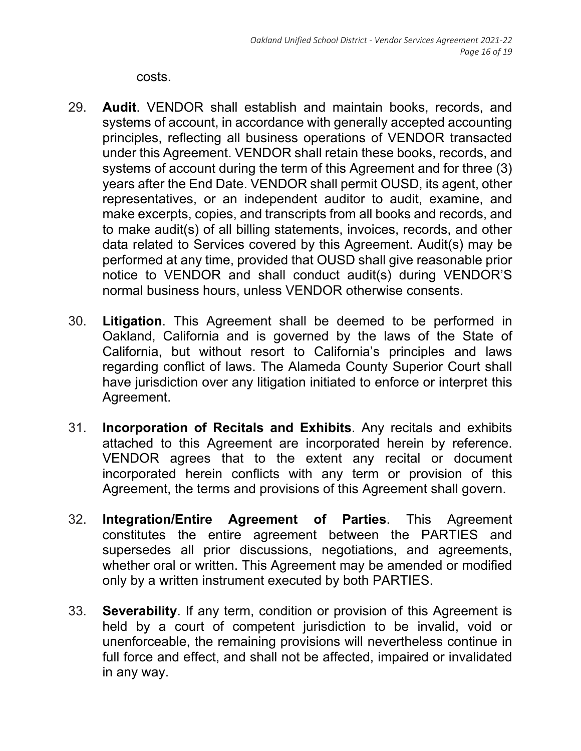costs.

29. **Audit**. VENDOR shall establish and maintain books, records, and systems of account, in accordance with generally accepted accounting principles, reflecting all business operations of VENDOR transacted under this Agreement. VENDOR shall retain these books, records, and systems of account during the term of this Agreement and for three (3) years after the End Date. VENDOR shall permit OUSD, its agent, other representatives, or an independent auditor to audit, examine, and make excerpts, copies, and transcripts from all books and records, and to make audit(s) of all billing statements, invoices, records, and other data related to Services covered by this Agreement. Audit(s) may be performed at any time, provided that OUSD shall give reasonable prior notice to VENDOR and shall conduct audit(s) during VENDOR'S normal business hours, unless VENDOR otherwise consents.

30. **Litigation**. This Agreement shall be deemed to be performed in Oakland, California and is governed by the laws of the State of California, but without resort to California's principles and laws regarding conflict of laws. The Alameda County Superior Court shall have jurisdiction over any litigation initiated to enforce or interpret this Agreement.

31. **Incorporation of Recitals and Exhibits**. Any recitals and exhibits attached to this Agreement are incorporated herein by reference. VENDOR agrees that to the extent any recital or document incorporated herein conflicts with any term or provision of this Agreement, the terms and provisions of this Agreement shall govern.

32. **Integration/Entire Agreement of Parties**. This Agreement constitutes the entire agreement between the PARTIES and supersedes all prior discussions, negotiations, and agreements, whether oral or written. This Agreement may be amended or modified only by a written instrument executed by both PARTIES.

33. **Severability**. If any term, condition or provision of this Agreement is held by a court of competent jurisdiction to be invalid, void or unenforceable, the remaining provisions will nevertheless continue in full force and effect, and shall not be affected, impaired or invalidated in any way.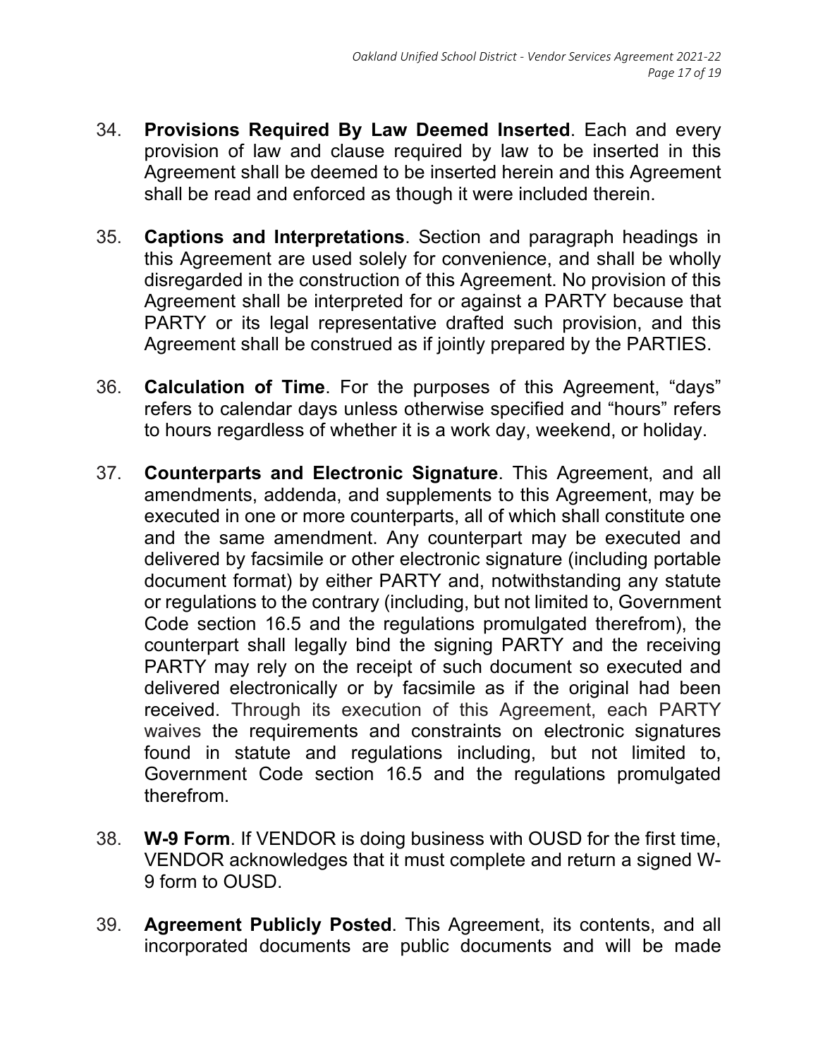34. **Provisions Required By Law Deemed Inserted**. Each and every provision of law and clause required by law to be inserted in this Agreement shall be deemed to be inserted herein and this Agreement shall be read and enforced as though it were included therein.

35. **Captions and Interpretations**. Section and paragraph headings in this Agreement are used solely for convenience, and shall be wholly disregarded in the construction of this Agreement. No provision of this Agreement shall be interpreted for or against a PARTY because that PARTY or its legal representative drafted such provision, and this Agreement shall be construed as if jointly prepared by the PARTIES.

36. **Calculation of Time**. For the purposes of this Agreement, "days" refers to calendar days unless otherwise specified and "hours" refers to hours regardless of whether it is a work day, weekend, or holiday.

37. **Counterparts and Electronic Signature**. This Agreement, and all amendments, addenda, and supplements to this Agreement, may be executed in one or more counterparts, all of which shall constitute one and the same amendment. Any counterpart may be executed and delivered by facsimile or other electronic signature (including portable document format) by either PARTY and, notwithstanding any statute or regulations to the contrary (including, but not limited to, Government Code section 16.5 and the regulations promulgated therefrom), the counterpart shall legally bind the signing PARTY and the receiving PARTY may rely on the receipt of such document so executed and delivered electronically or by facsimile as if the original had been received. Through its execution of this Agreement, each PARTY waives the requirements and constraints on electronic signatures found in statute and regulations including, but not limited to, Government Code section 16.5 and the regulations promulgated therefrom.

38. **W-9 Form**. If VENDOR is doing business with OUSD for the first time, VENDOR acknowledges that it must complete and return a signed W-9 form to OUSD.

39. **Agreement Publicly Posted**. This Agreement, its contents, and all incorporated documents are public documents and will be made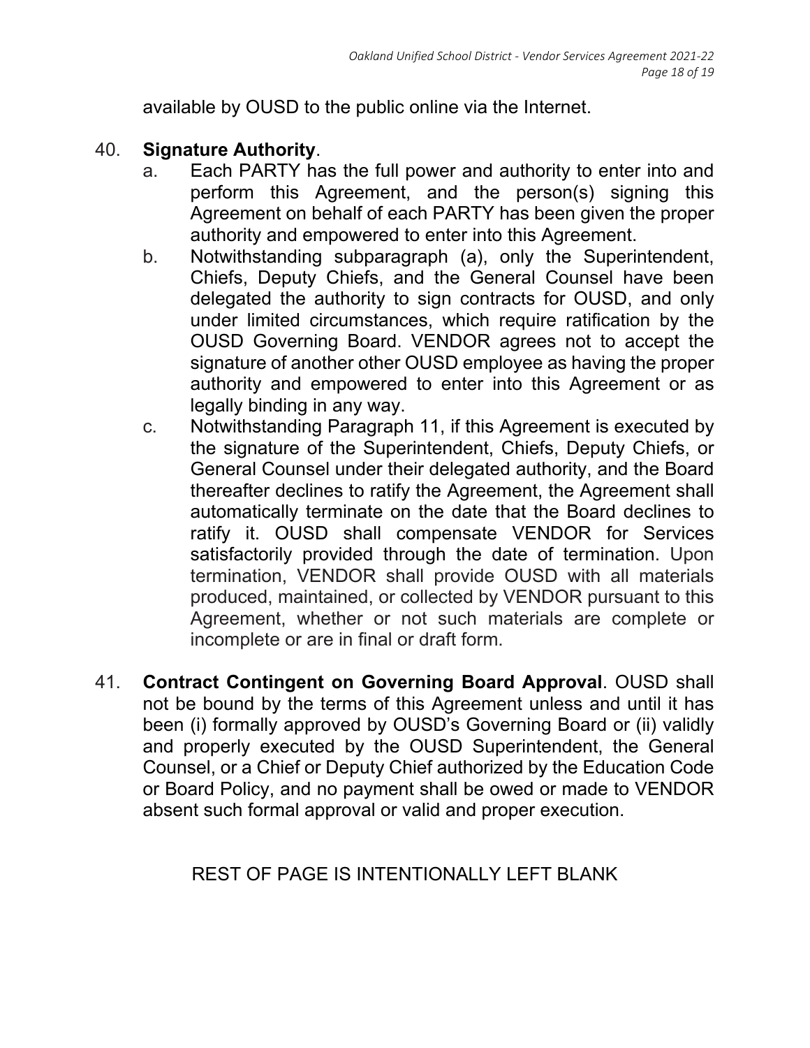available by OUSD to the public online via the Internet.

40. **Signature Authority**.
    a. Each PARTY has the full power and authority to enter into and perform this Agreement, and the person(s) signing this Agreement on behalf of each PARTY has been given the proper authority and empowered to enter into this Agreement.
    b. Notwithstanding subparagraph (a), only the Superintendent, Chiefs, Deputy Chiefs, and the General Counsel have been delegated the authority to sign contracts for OUSD, and only under limited circumstances, which require ratification by the OUSD Governing Board. VENDOR agrees not to accept the signature of another other OUSD employee as having the proper authority and empowered to enter into this Agreement or as legally binding in any way.
    c. Notwithstanding Paragraph 11, if this Agreement is executed by the signature of the Superintendent, Chiefs, Deputy Chiefs, or General Counsel under their delegated authority, and the Board thereafter declines to ratify the Agreement, the Agreement shall automatically terminate on the date that the Board declines to ratify it. OUSD shall compensate VENDOR for Services satisfactorily provided through the date of termination. Upon termination, VENDOR shall provide OUSD with all materials produced, maintained, or collected by VENDOR pursuant to this Agreement, whether or not such materials are complete or incomplete or are in final or draft form.

41. **Contract Contingent on Governing Board Approval**. OUSD shall not be bound by the terms of this Agreement unless and until it has been (i) formally approved by OUSD's Governing Board or (ii) validly and properly executed by the OUSD Superintendent, the General Counsel, or a Chief or Deputy Chief authorized by the Education Code or Board Policy, and no payment shall be owed or made to VENDOR absent such formal approval or valid and proper execution.

REST OF PAGE IS INTENTIONALLY LEFT BLANK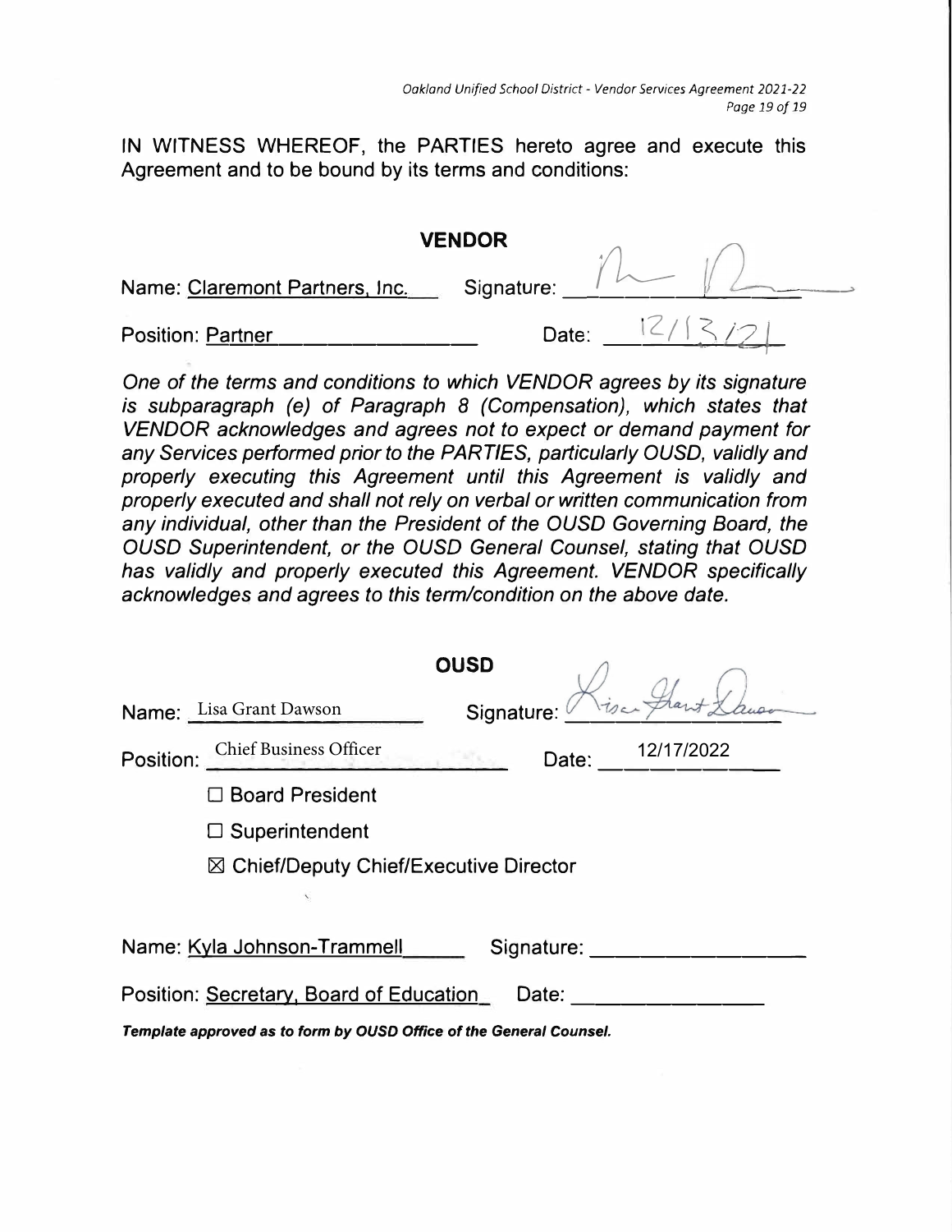IN WITNESS WHEREOF, the PARTIES hereto agree and execute this Agreement and to be bound by its terms and conditions:

**VENDOR**

Name: Claremont Partners, Inc. Signature: [signature]

Position: Partner Date: 12/13/21

*One of the terms and conditions to which VENDOR agrees by its signature is subparagraph (e) of Paragraph 8 (Compensation), which states that VENDOR acknowledges and agrees not to expect or demand payment for any Services performed prior to the PARTIES, particularly OUSD, validly and properly executing this Agreement until this Agreement is validly and properly executed and shall not rely on verbal or written communication from any individual, other than the President of the OUSD Governing Board, the OUSD Superintendent, or the OUSD General Counsel, stating that OUSD has validly and properly executed this Agreement. VENDOR specifically acknowledges and agrees to this term/condition on the above date.*

**OUSD**

Name: Lisa Grant Dawson Signature: [signature]

Position: Chief Business Officer Date: 12/17/2022

☐ Board President

☐ Superintendent

☒ Chief/Deputy Chief/Executive Director

Name: Kyla Johnson-Trammell Signature: ____________

Position: Secretary, Board of Education Date: ____________

***Template approved as to form by OUSD Office of the General Counsel.***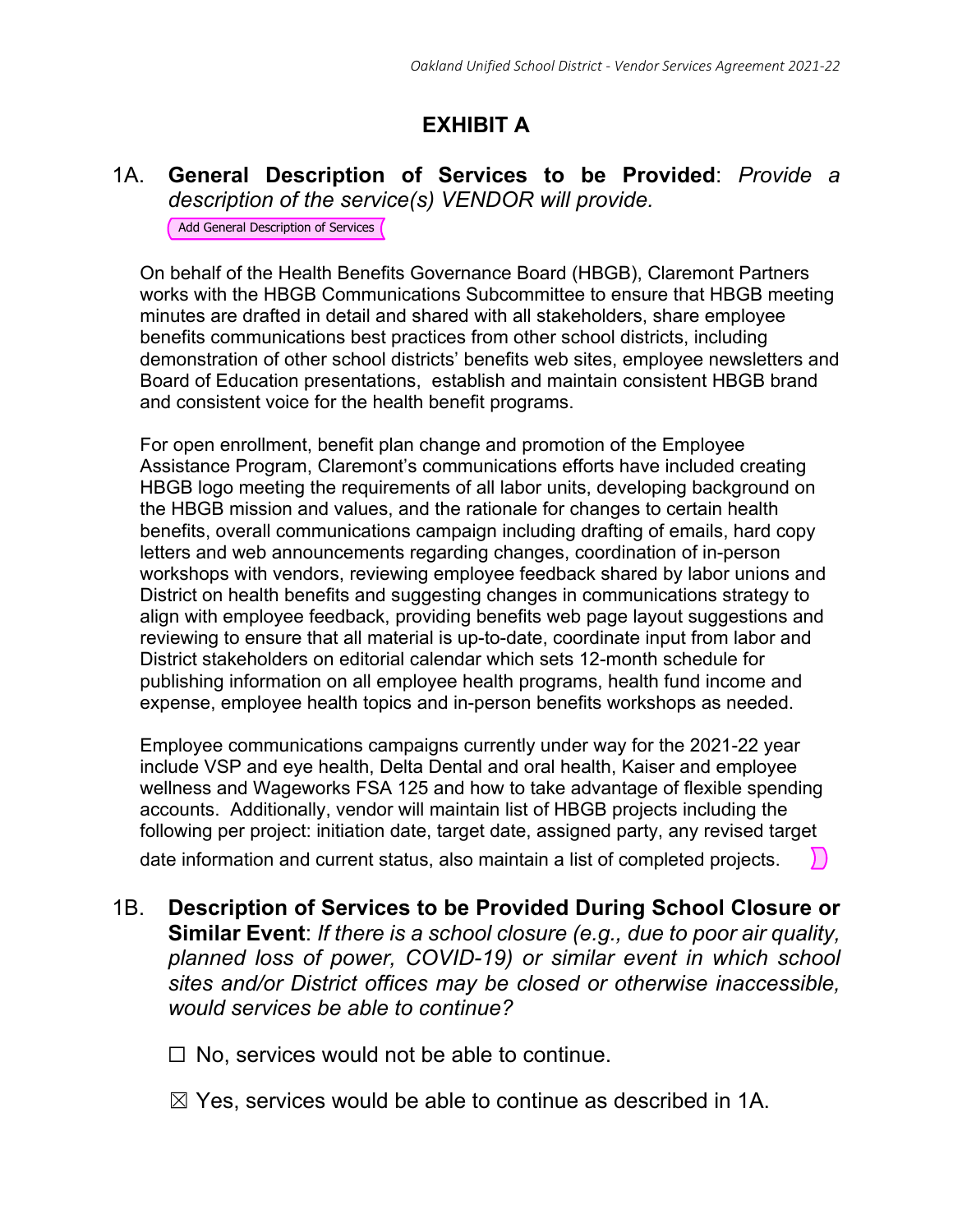# EXHIBIT A

1A. **General Description of Services to be Provided**: *Provide a description of the service(s) VENDOR will provide.*

Add General Description of Services

On behalf of the Health Benefits Governance Board (HBGB), Claremont Partners works with the HBGB Communications Subcommittee to ensure that HBGB meeting minutes are drafted in detail and shared with all stakeholders, share employee benefits communications best practices from other school districts, including demonstration of other school districts' benefits web sites, employee newsletters and Board of Education presentations, establish and maintain consistent HBGB brand and consistent voice for the health benefit programs.

For open enrollment, benefit plan change and promotion of the Employee Assistance Program, Claremont's communications efforts have included creating HBGB logo meeting the requirements of all labor units, developing background on the HBGB mission and values, and the rationale for changes to certain health benefits, overall communications campaign including drafting of emails, hard copy letters and web announcements regarding changes, coordination of in-person workshops with vendors, reviewing employee feedback shared by labor unions and District on health benefits and suggesting changes in communications strategy to align with employee feedback, providing benefits web page layout suggestions and reviewing to ensure that all material is up-to-date, coordinate input from labor and District stakeholders on editorial calendar which sets 12-month schedule for publishing information on all employee health programs, health fund income and expense, employee health topics and in-person benefits workshops as needed.

Employee communications campaigns currently under way for the 2021-22 year include VSP and eye health, Delta Dental and oral health, Kaiser and employee wellness and Wageworks FSA 125 and how to take advantage of flexible spending accounts. Additionally, vendor will maintain list of HBGB projects including the following per project: initiation date, target date, assigned party, any revised target date information and current status, also maintain a list of completed projects.

1B. **Description of Services to be Provided During School Closure or Similar Event**: *If there is a school closure (e.g., due to poor air quality, planned loss of power, COVID-19) or similar event in which school sites and/or District offices may be closed or otherwise inaccessible, would services be able to continue?*

☐ No, services would not be able to continue.

☒ Yes, services would be able to continue as described in 1A.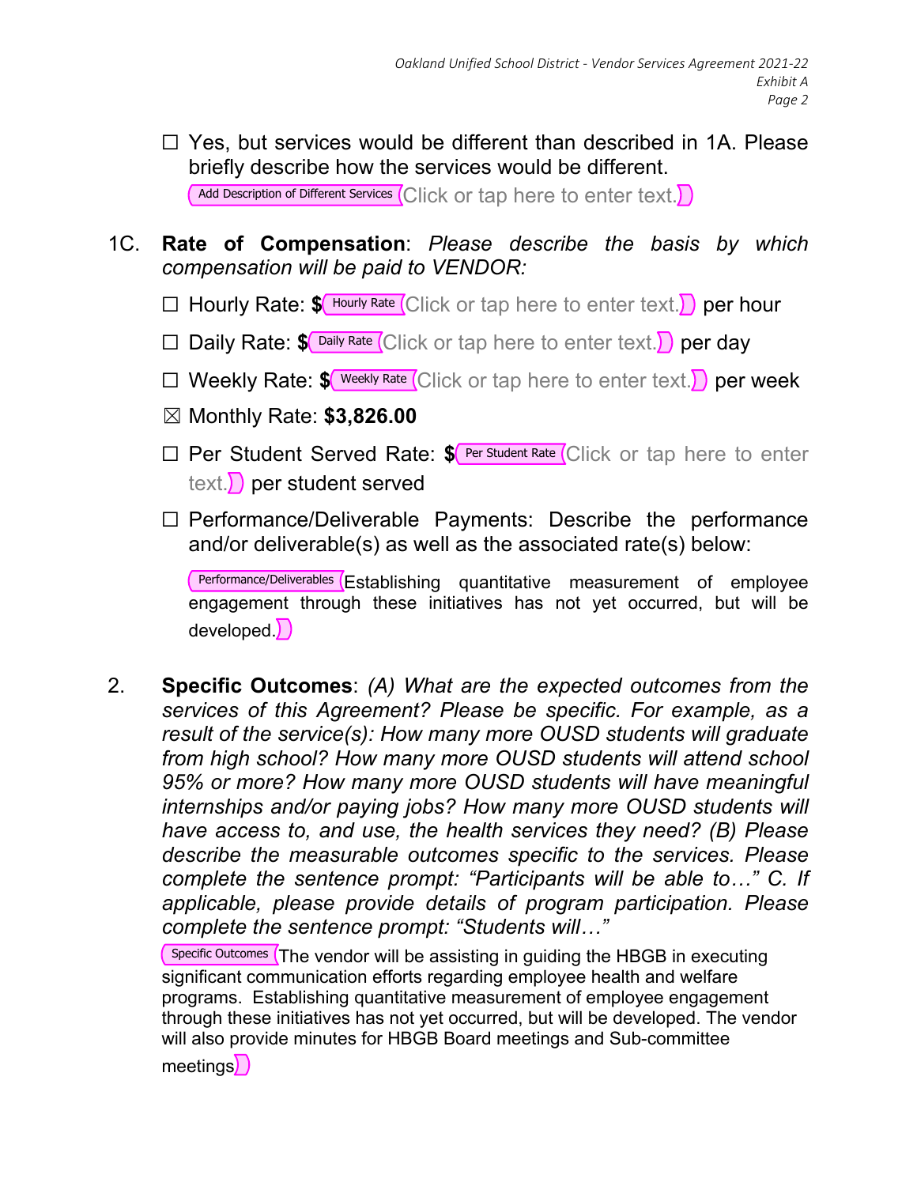☐ Yes, but services would be different than described in 1A. Please briefly describe how the services would be different.
Add Description of Different Services Click or tap here to enter text.

1C. **Rate of Compensation**: *Please describe the basis by which compensation will be paid to VENDOR:*

☐ Hourly Rate: **$** Hourly Rate Click or tap here to enter text. per hour

☐ Daily Rate: **$** Daily Rate Click or tap here to enter text. per day

☐ Weekly Rate: **$** Weekly Rate Click or tap here to enter text. per week

☒ Monthly Rate: **$3,826.00**

☐ Per Student Served Rate: **$** Per Student Rate Click or tap here to enter text. per student served

☐ Performance/Deliverable Payments: Describe the performance and/or deliverable(s) as well as the associated rate(s) below:

Performance/Deliverables Establishing quantitative measurement of employee engagement through these initiatives has not yet occurred, but will be developed.

2. **Specific Outcomes**: *(A) What are the expected outcomes from the services of this Agreement? Please be specific. For example, as a result of the service(s): How many more OUSD students will graduate from high school? How many more OUSD students will attend school 95% or more? How many more OUSD students will have meaningful internships and/or paying jobs? How many more OUSD students will have access to, and use, the health services they need? (B) Please describe the measurable outcomes specific to the services. Please complete the sentence prompt: "Participants will be able to…" C. If applicable, please provide details of program participation. Please complete the sentence prompt: "Students will…"*

Specific Outcomes The vendor will be assisting in guiding the HBGB in executing significant communication efforts regarding employee health and welfare programs. Establishing quantitative measurement of employee engagement through these initiatives has not yet occurred, but will be developed. The vendor will also provide minutes for HBGB Board meetings and Sub-committee meetings.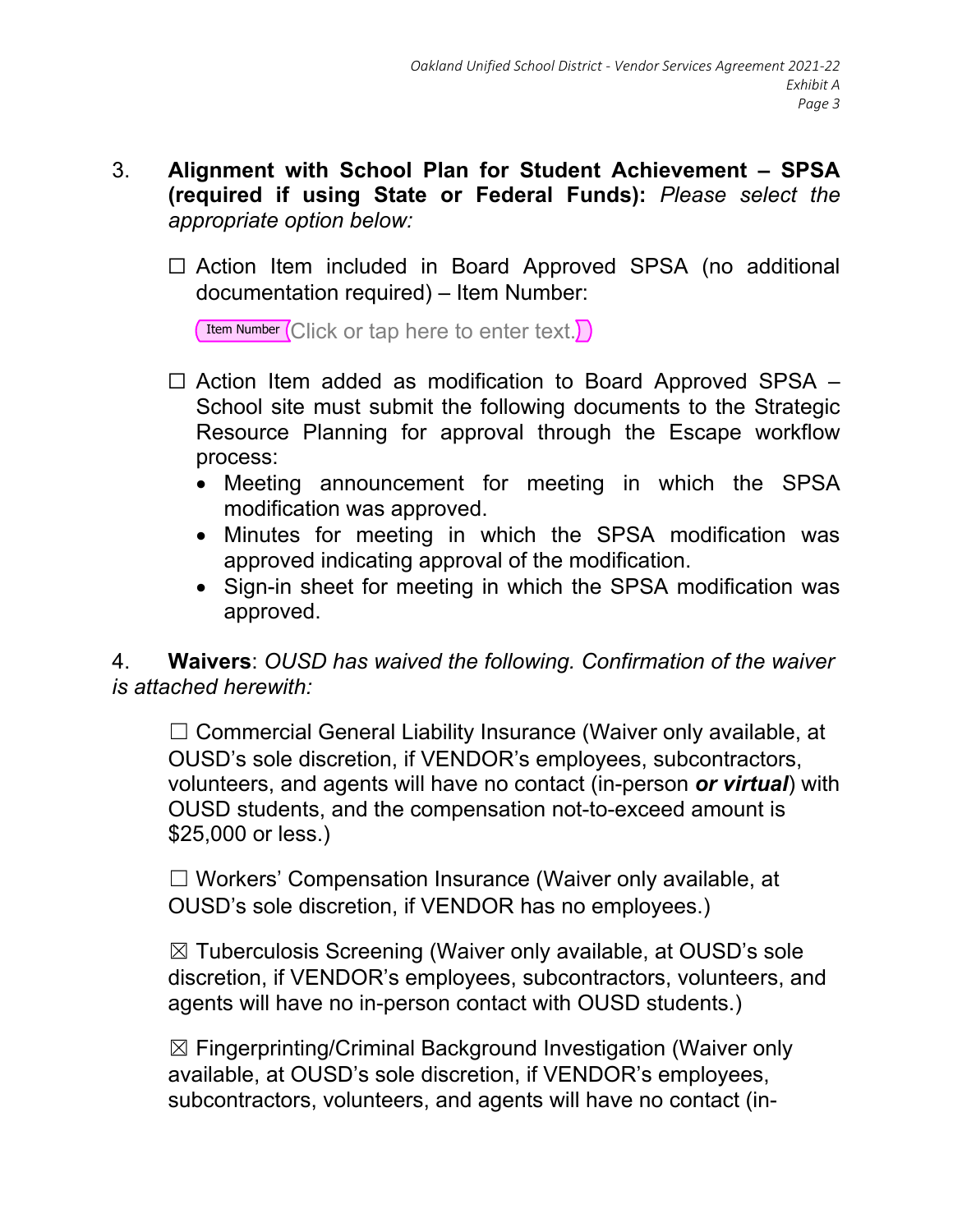3. **Alignment with School Plan for Student Achievement – SPSA (required if using State or Federal Funds):** *Please select the appropriate option below:*

   ☐ Action Item included in Board Approved SPSA (no additional documentation required) – Item Number:

   Item Number Click or tap here to enter text.

   ☐ Action Item added as modification to Board Approved SPSA – School site must submit the following documents to the Strategic Resource Planning for approval through the Escape workflow process:

   - Meeting announcement for meeting in which the SPSA modification was approved.
   - Minutes for meeting in which the SPSA modification was approved indicating approval of the modification.
   - Sign-in sheet for meeting in which the SPSA modification was approved.

4. **Waivers**: *OUSD has waived the following. Confirmation of the waiver is attached herewith:*

   ☐ Commercial General Liability Insurance (Waiver only available, at OUSD's sole discretion, if VENDOR's employees, subcontractors, volunteers, and agents will have no contact (in-person ***or virtual***) with OUSD students, and the compensation not-to-exceed amount is $25,000 or less.)

   ☐ Workers' Compensation Insurance (Waiver only available, at OUSD's sole discretion, if VENDOR has no employees.)

   ☒ Tuberculosis Screening (Waiver only available, at OUSD's sole discretion, if VENDOR's employees, subcontractors, volunteers, and agents will have no in-person contact with OUSD students.)

   ☒ Fingerprinting/Criminal Background Investigation (Waiver only available, at OUSD's sole discretion, if VENDOR's employees, subcontractors, volunteers, and agents will have no contact (in-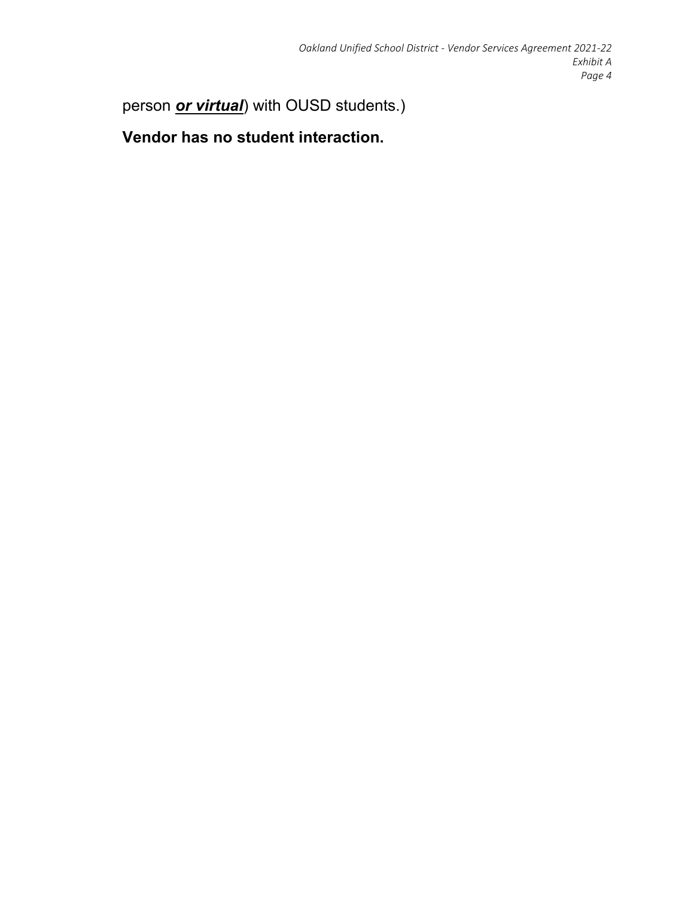person ***or virtual***) with OUSD students.)

**Vendor has no student interaction.**